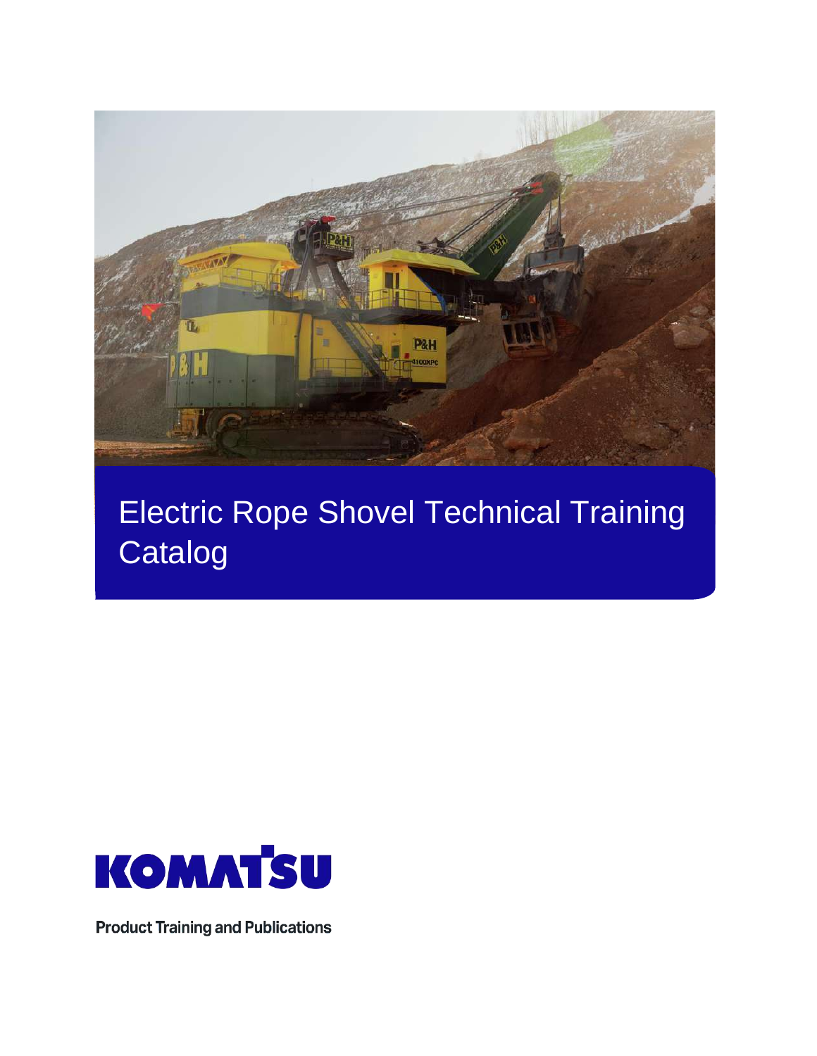# Electric Rope Shovel Technical Training Catalog

KOMATSU

Product Training and Publications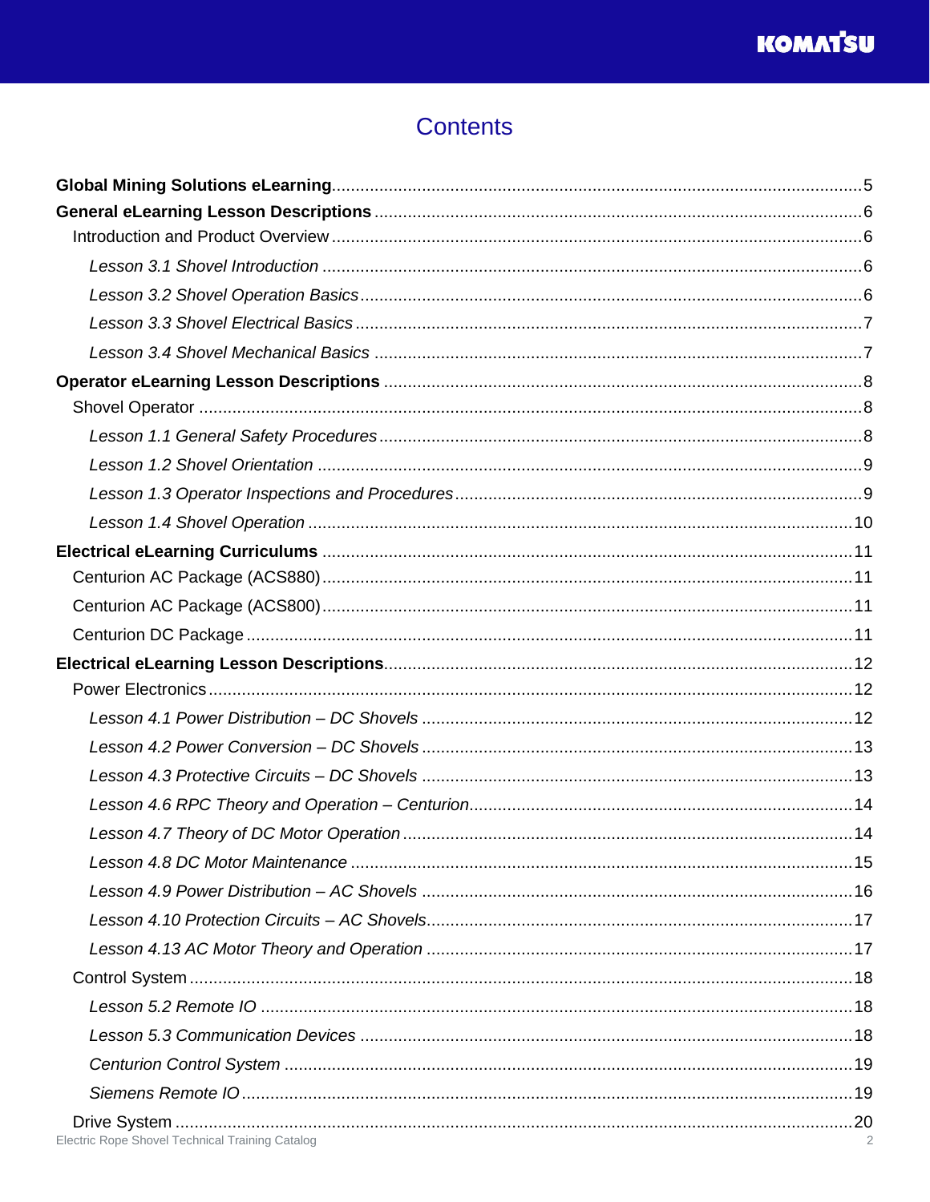# Contents

**Global Mining Solutions eLearning** ........ 5

**General eLearning Lesson Descriptions** ........ 6

- Introduction and Product Overview ........ 6
  - *Lesson 3.1 Shovel Introduction* ........ 6
  - *Lesson 3.2 Shovel Operation Basics* ........ 6
  - *Lesson 3.3 Shovel Electrical Basics* ........ 7
  - *Lesson 3.4 Shovel Mechanical Basics* ........ 7

**Operator eLearning Lesson Descriptions** ........ 8

- Shovel Operator ........ 8
  - *Lesson 1.1 General Safety Procedures* ........ 8
  - *Lesson 1.2 Shovel Orientation* ........ 9
  - *Lesson 1.3 Operator Inspections and Procedures* ........ 9
  - *Lesson 1.4 Shovel Operation* ........ 10

**Electrical eLearning Curriculums** ........ 11

- Centurion AC Package (ACS880) ........ 11
- Centurion AC Package (ACS800) ........ 11
- Centurion DC Package ........ 11

**Electrical eLearning Lesson Descriptions** ........ 12

- Power Electronics ........ 12
  - *Lesson 4.1 Power Distribution – DC Shovels* ........ 12
  - *Lesson 4.2 Power Conversion – DC Shovels* ........ 13
  - *Lesson 4.3 Protective Circuits – DC Shovels* ........ 13
  - *Lesson 4.6 RPC Theory and Operation – Centurion* ........ 14
  - *Lesson 4.7 Theory of DC Motor Operation* ........ 14
  - *Lesson 4.8 DC Motor Maintenance* ........ 15
  - *Lesson 4.9 Power Distribution – AC Shovels* ........ 16
  - *Lesson 4.10 Protection Circuits – AC Shovels* ........ 17
  - *Lesson 4.13 AC Motor Theory and Operation* ........ 17
- Control System ........ 18
  - *Lesson 5.2 Remote IO* ........ 18
  - *Lesson 5.3 Communication Devices* ........ 18
  - *Centurion Control System* ........ 19
  - *Siemens Remote IO* ........ 19
- Drive System ........ 20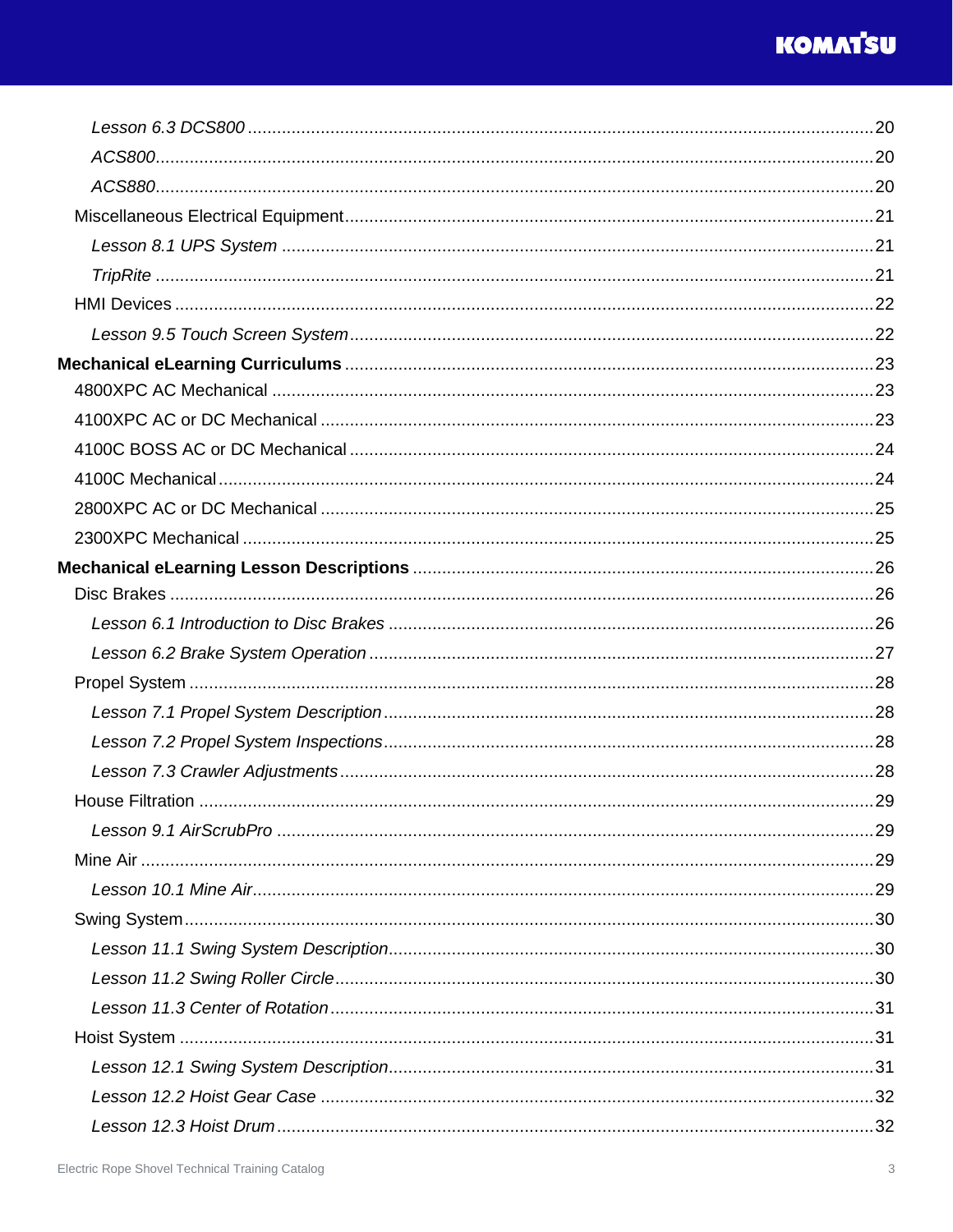*Lesson 6.3 DCS800* ....................................................................................................................20

*ACS800*....................................................................................................................20

*ACS880*....................................................................................................................20

Miscellaneous Electrical Equipment....................................................................................................................21

*Lesson 8.1 UPS System* ....................................................................................................................21

*TripRite* ....................................................................................................................21

HMI Devices ....................................................................................................................22

*Lesson 9.5 Touch Screen System*....................................................................................................................22

**Mechanical eLearning Curriculums** ....................................................................................................................23

4800XPC AC Mechanical ....................................................................................................................23

4100XPC AC or DC Mechanical ....................................................................................................................23

4100C BOSS AC or DC Mechanical....................................................................................................................24

4100C Mechanical....................................................................................................................24

2800XPC AC or DC Mechanical ....................................................................................................................25

2300XPC Mechanical ....................................................................................................................25

**Mechanical eLearning Lesson Descriptions** ....................................................................................................................26

Disc Brakes ....................................................................................................................26

*Lesson 6.1 Introduction to Disc Brakes* ....................................................................................................................26

*Lesson 6.2 Brake System Operation* ....................................................................................................................27

Propel System ....................................................................................................................28

*Lesson 7.1 Propel System Description*....................................................................................................................28

*Lesson 7.2 Propel System Inspections*....................................................................................................................28

*Lesson 7.3 Crawler Adjustments*....................................................................................................................28

House Filtration ....................................................................................................................29

*Lesson 9.1 AirScrubPro* ....................................................................................................................29

Mine Air ....................................................................................................................29

*Lesson 10.1 Mine Air*....................................................................................................................29

Swing System....................................................................................................................30

*Lesson 11.1 Swing System Description*....................................................................................................................30

*Lesson 11.2 Swing Roller Circle*....................................................................................................................30

*Lesson 11.3 Center of Rotation*....................................................................................................................31

Hoist System ....................................................................................................................31

*Lesson 12.1 Swing System Description*....................................................................................................................31

*Lesson 12.2 Hoist Gear Case* ....................................................................................................................32

*Lesson 12.3 Hoist Drum*....................................................................................................................32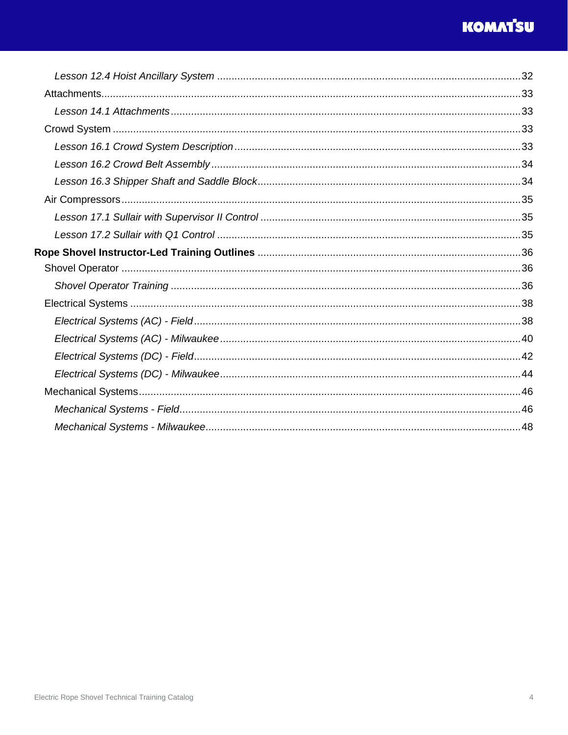*Lesson 12.4 Hoist Ancillary System* ........................................................................................................ 32

Attachments................................................................................................................................... 33

*Lesson 14.1 Attachments* ........................................................................................................... 33

Crowd System ............................................................................................................................... 33

*Lesson 16.1 Crowd System Description* ..................................................................................... 33

*Lesson 16.2 Crowd Belt Assembly* ............................................................................................. 34

*Lesson 16.3 Shipper Shaft and Saddle Block* .............................................................................. 34

Air Compressors ............................................................................................................................ 35

*Lesson 17.1 Sullair with Supervisor II Control* ........................................................................... 35

*Lesson 17.2 Sullair with Q1 Control* .......................................................................................... 35

**Rope Shovel Instructor-Led Training Outlines** ........................................................................... 36

Shovel Operator ............................................................................................................................ 36

*Shovel Operator Training* ........................................................................................................... 36

Electrical Systems ......................................................................................................................... 38

*Electrical Systems (AC) - Field* .................................................................................................. 38

*Electrical Systems (AC) - Milwaukee* ......................................................................................... 40

*Electrical Systems (DC) - Field* .................................................................................................. 42

*Electrical Systems (DC) - Milwaukee* ......................................................................................... 44

Mechanical Systems ...................................................................................................................... 46

*Mechanical Systems - Field* ....................................................................................................... 46

*Mechanical Systems - Milwaukee* .............................................................................................. 48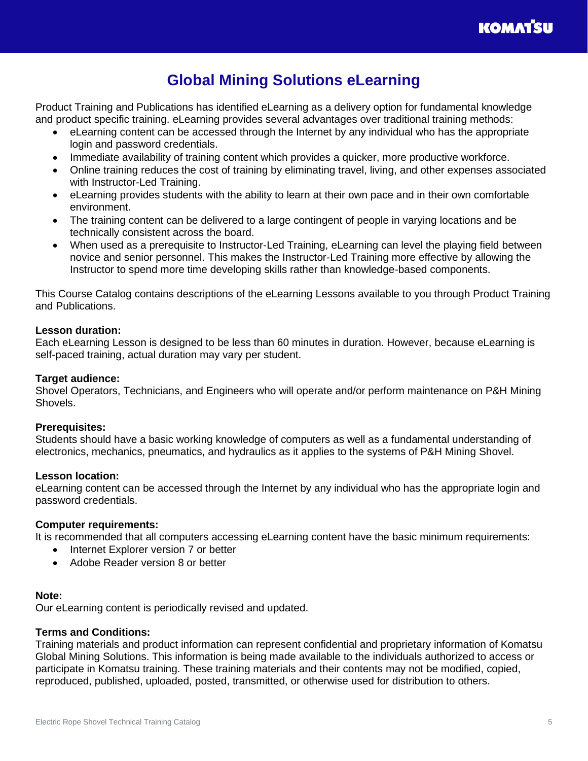# Global Mining Solutions eLearning

Product Training and Publications has identified eLearning as a delivery option for fundamental knowledge and product specific training. eLearning provides several advantages over traditional training methods:

- eLearning content can be accessed through the Internet by any individual who has the appropriate login and password credentials.
- Immediate availability of training content which provides a quicker, more productive workforce.
- Online training reduces the cost of training by eliminating travel, living, and other expenses associated with Instructor-Led Training.
- eLearning provides students with the ability to learn at their own pace and in their own comfortable environment.
- The training content can be delivered to a large contingent of people in varying locations and be technically consistent across the board.
- When used as a prerequisite to Instructor-Led Training, eLearning can level the playing field between novice and senior personnel. This makes the Instructor-Led Training more effective by allowing the Instructor to spend more time developing skills rather than knowledge-based components.

This Course Catalog contains descriptions of the eLearning Lessons available to you through Product Training and Publications.

**Lesson duration:**
Each eLearning Lesson is designed to be less than 60 minutes in duration. However, because eLearning is self-paced training, actual duration may vary per student.

**Target audience:**
Shovel Operators, Technicians, and Engineers who will operate and/or perform maintenance on P&H Mining Shovels.

**Prerequisites:**
Students should have a basic working knowledge of computers as well as a fundamental understanding of electronics, mechanics, pneumatics, and hydraulics as it applies to the systems of P&H Mining Shovel.

**Lesson location:**
eLearning content can be accessed through the Internet by any individual who has the appropriate login and password credentials.

**Computer requirements:**
It is recommended that all computers accessing eLearning content have the basic minimum requirements:

- Internet Explorer version 7 or better
- Adobe Reader version 8 or better

**Note:**
Our eLearning content is periodically revised and updated.

**Terms and Conditions:**
Training materials and product information can represent confidential and proprietary information of Komatsu Global Mining Solutions. This information is being made available to the individuals authorized to access or participate in Komatsu training. These training materials and their contents may not be modified, copied, reproduced, published, uploaded, posted, transmitted, or otherwise used for distribution to others.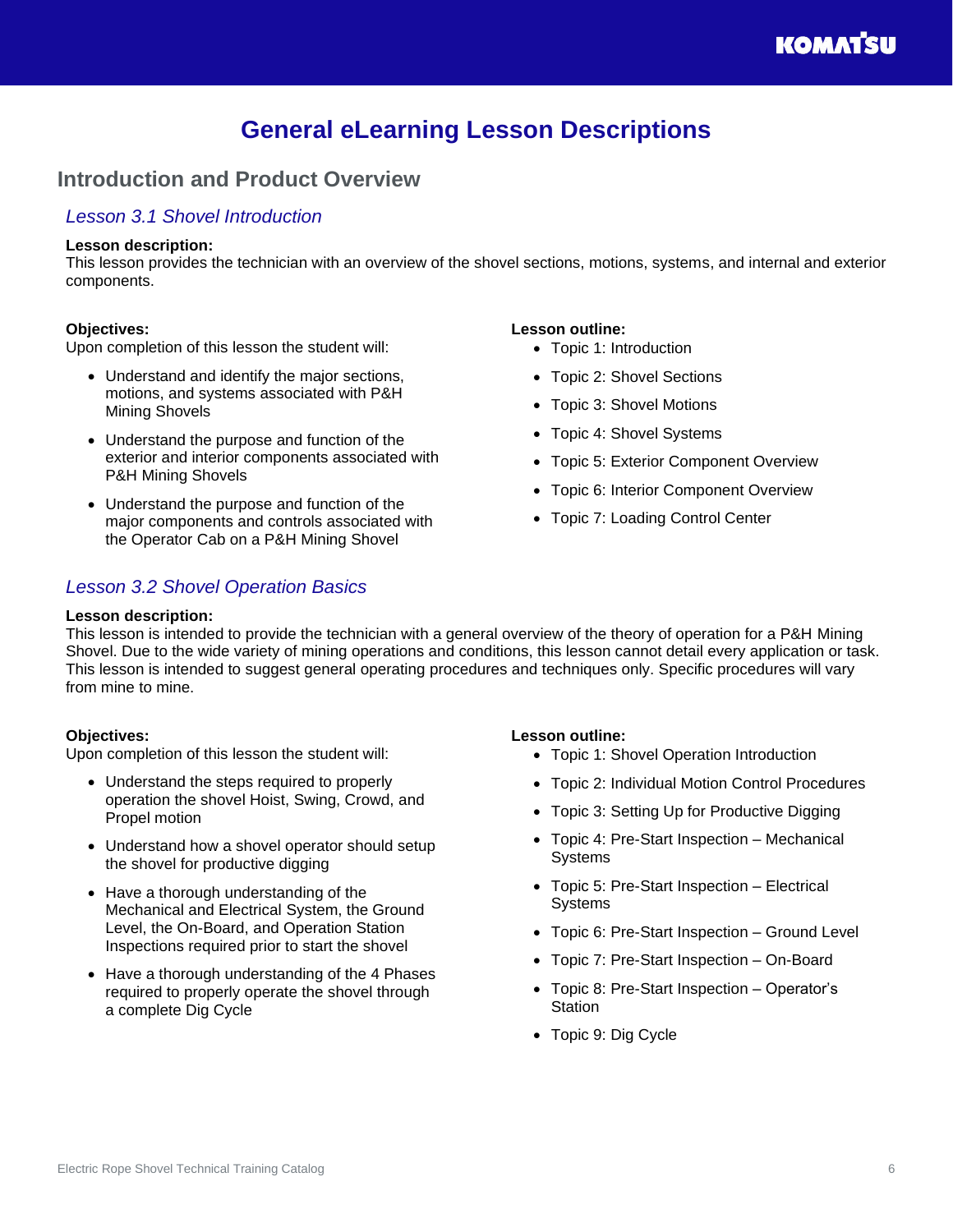# General eLearning Lesson Descriptions

## Introduction and Product Overview

### *Lesson 3.1 Shovel Introduction*

**Lesson description:**
This lesson provides the technician with an overview of the shovel sections, motions, systems, and internal and exterior components.

**Objectives:**
Upon completion of this lesson the student will:

- Understand and identify the major sections, motions, and systems associated with P&H Mining Shovels
- Understand the purpose and function of the exterior and interior components associated with P&H Mining Shovels
- Understand the purpose and function of the major components and controls associated with the Operator Cab on a P&H Mining Shovel

**Lesson outline:**

- Topic 1: Introduction
- Topic 2: Shovel Sections
- Topic 3: Shovel Motions
- Topic 4: Shovel Systems
- Topic 5: Exterior Component Overview
- Topic 6: Interior Component Overview
- Topic 7: Loading Control Center

### *Lesson 3.2 Shovel Operation Basics*

**Lesson description:**
This lesson is intended to provide the technician with a general overview of the theory of operation for a P&H Mining Shovel. Due to the wide variety of mining operations and conditions, this lesson cannot detail every application or task. This lesson is intended to suggest general operating procedures and techniques only. Specific procedures will vary from mine to mine.

**Objectives:**
Upon completion of this lesson the student will:

- Understand the steps required to properly operation the shovel Hoist, Swing, Crowd, and Propel motion
- Understand how a shovel operator should setup the shovel for productive digging
- Have a thorough understanding of the Mechanical and Electrical System, the Ground Level, the On-Board, and Operation Station Inspections required prior to start the shovel
- Have a thorough understanding of the 4 Phases required to properly operate the shovel through a complete Dig Cycle

**Lesson outline:**

- Topic 1: Shovel Operation Introduction
- Topic 2: Individual Motion Control Procedures
- Topic 3: Setting Up for Productive Digging
- Topic 4: Pre-Start Inspection – Mechanical Systems
- Topic 5: Pre-Start Inspection – Electrical Systems
- Topic 6: Pre-Start Inspection – Ground Level
- Topic 7: Pre-Start Inspection – On-Board
- Topic 8: Pre-Start Inspection – Operator's Station
- Topic 9: Dig Cycle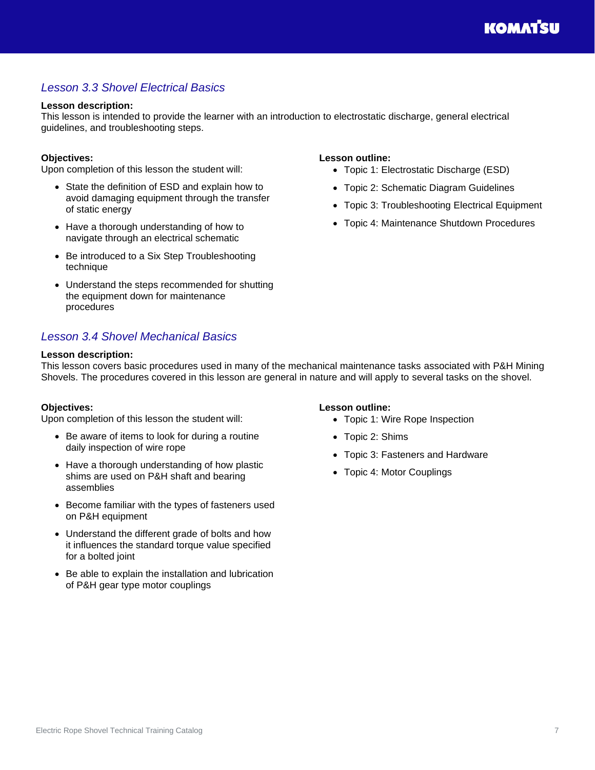## *Lesson 3.3 Shovel Electrical Basics*

**Lesson description:**
This lesson is intended to provide the learner with an introduction to electrostatic discharge, general electrical guidelines, and troubleshooting steps.

**Objectives:**
Upon completion of this lesson the student will:

- State the definition of ESD and explain how to avoid damaging equipment through the transfer of static energy
- Have a thorough understanding of how to navigate through an electrical schematic
- Be introduced to a Six Step Troubleshooting technique
- Understand the steps recommended for shutting the equipment down for maintenance procedures

**Lesson outline:**

- Topic 1: Electrostatic Discharge (ESD)
- Topic 2: Schematic Diagram Guidelines
- Topic 3: Troubleshooting Electrical Equipment
- Topic 4: Maintenance Shutdown Procedures

## *Lesson 3.4 Shovel Mechanical Basics*

**Lesson description:**
This lesson covers basic procedures used in many of the mechanical maintenance tasks associated with P&H Mining Shovels. The procedures covered in this lesson are general in nature and will apply to several tasks on the shovel.

**Objectives:**
Upon completion of this lesson the student will:

- Be aware of items to look for during a routine daily inspection of wire rope
- Have a thorough understanding of how plastic shims are used on P&H shaft and bearing assemblies
- Become familiar with the types of fasteners used on P&H equipment
- Understand the different grade of bolts and how it influences the standard torque value specified for a bolted joint
- Be able to explain the installation and lubrication of P&H gear type motor couplings

**Lesson outline:**

- Topic 1: Wire Rope Inspection
- Topic 2: Shims
- Topic 3: Fasteners and Hardware
- Topic 4: Motor Couplings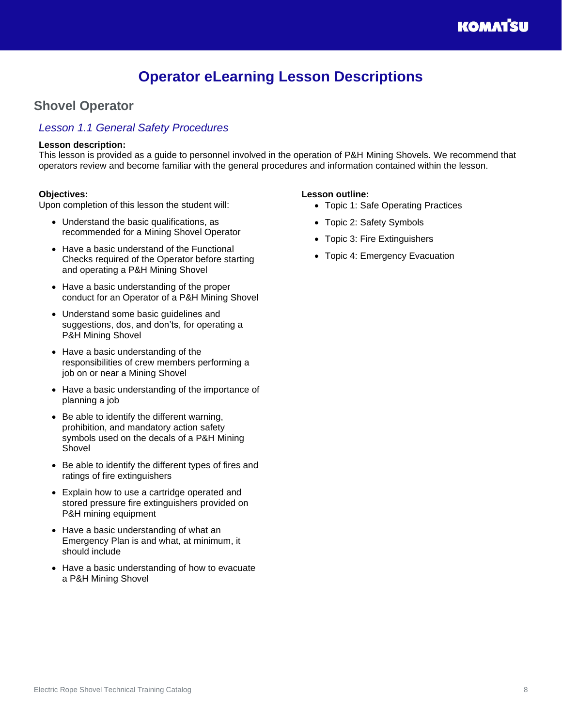# Operator eLearning Lesson Descriptions

## Shovel Operator

### *Lesson 1.1 General Safety Procedures*

**Lesson description:**
This lesson is provided as a guide to personnel involved in the operation of P&H Mining Shovels. We recommend that operators review and become familiar with the general procedures and information contained within the lesson.

**Objectives:**
Upon completion of this lesson the student will:

- Understand the basic qualifications, as recommended for a Mining Shovel Operator
- Have a basic understand of the Functional Checks required of the Operator before starting and operating a P&H Mining Shovel
- Have a basic understanding of the proper conduct for an Operator of a P&H Mining Shovel
- Understand some basic guidelines and suggestions, dos, and don'ts, for operating a P&H Mining Shovel
- Have a basic understanding of the responsibilities of crew members performing a job on or near a Mining Shovel
- Have a basic understanding of the importance of planning a job
- Be able to identify the different warning, prohibition, and mandatory action safety symbols used on the decals of a P&H Mining Shovel
- Be able to identify the different types of fires and ratings of fire extinguishers
- Explain how to use a cartridge operated and stored pressure fire extinguishers provided on P&H mining equipment
- Have a basic understanding of what an Emergency Plan is and what, at minimum, it should include
- Have a basic understanding of how to evacuate a P&H Mining Shovel

**Lesson outline:**

- Topic 1: Safe Operating Practices
- Topic 2: Safety Symbols
- Topic 3: Fire Extinguishers
- Topic 4: Emergency Evacuation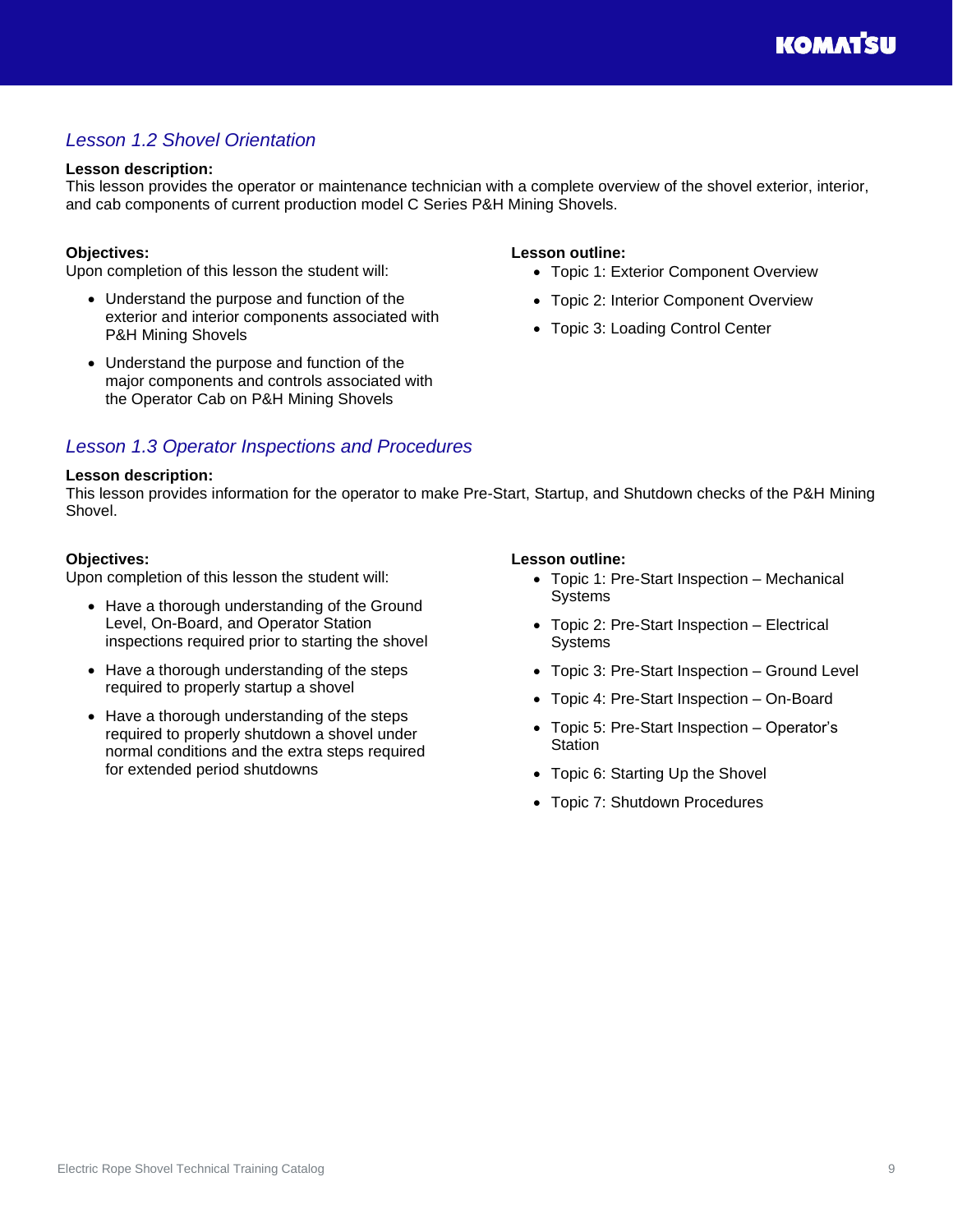## *Lesson 1.2 Shovel Orientation*

**Lesson description:**
This lesson provides the operator or maintenance technician with a complete overview of the shovel exterior, interior, and cab components of current production model C Series P&H Mining Shovels.

**Objectives:**
Upon completion of this lesson the student will:

- Understand the purpose and function of the exterior and interior components associated with P&H Mining Shovels
- Understand the purpose and function of the major components and controls associated with the Operator Cab on P&H Mining Shovels

**Lesson outline:**

- Topic 1: Exterior Component Overview
- Topic 2: Interior Component Overview
- Topic 3: Loading Control Center

## *Lesson 1.3 Operator Inspections and Procedures*

**Lesson description:**
This lesson provides information for the operator to make Pre-Start, Startup, and Shutdown checks of the P&H Mining Shovel.

**Objectives:**
Upon completion of this lesson the student will:

- Have a thorough understanding of the Ground Level, On-Board, and Operator Station inspections required prior to starting the shovel
- Have a thorough understanding of the steps required to properly startup a shovel
- Have a thorough understanding of the steps required to properly shutdown a shovel under normal conditions and the extra steps required for extended period shutdowns

**Lesson outline:**

- Topic 1: Pre-Start Inspection – Mechanical Systems
- Topic 2: Pre-Start Inspection – Electrical Systems
- Topic 3: Pre-Start Inspection – Ground Level
- Topic 4: Pre-Start Inspection – On-Board
- Topic 5: Pre-Start Inspection – Operator's Station
- Topic 6: Starting Up the Shovel
- Topic 7: Shutdown Procedures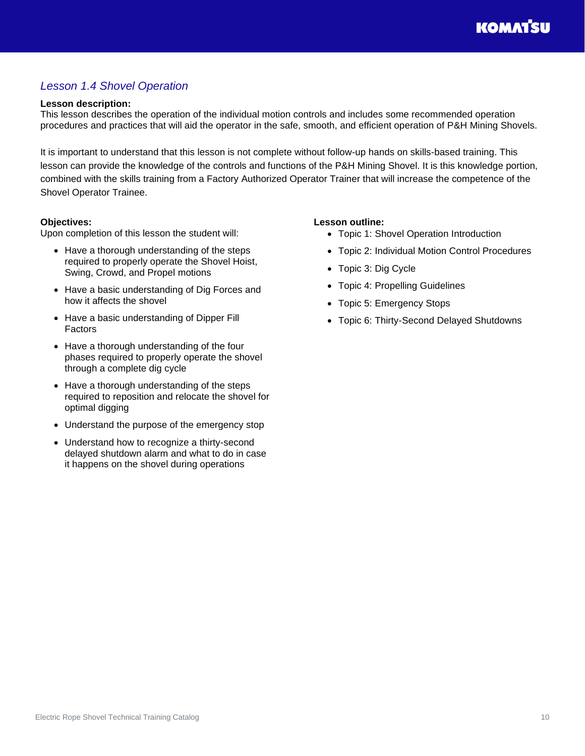## *Lesson 1.4 Shovel Operation*

**Lesson description:**
This lesson describes the operation of the individual motion controls and includes some recommended operation procedures and practices that will aid the operator in the safe, smooth, and efficient operation of P&H Mining Shovels.

It is important to understand that this lesson is not complete without follow-up hands on skills-based training. This lesson can provide the knowledge of the controls and functions of the P&H Mining Shovel. It is this knowledge portion, combined with the skills training from a Factory Authorized Operator Trainer that will increase the competence of the Shovel Operator Trainee.

**Objectives:**
Upon completion of this lesson the student will:

- Have a thorough understanding of the steps required to properly operate the Shovel Hoist, Swing, Crowd, and Propel motions
- Have a basic understanding of Dig Forces and how it affects the shovel
- Have a basic understanding of Dipper Fill Factors
- Have a thorough understanding of the four phases required to properly operate the shovel through a complete dig cycle
- Have a thorough understanding of the steps required to reposition and relocate the shovel for optimal digging
- Understand the purpose of the emergency stop
- Understand how to recognize a thirty-second delayed shutdown alarm and what to do in case it happens on the shovel during operations

**Lesson outline:**

- Topic 1: Shovel Operation Introduction
- Topic 2: Individual Motion Control Procedures
- Topic 3: Dig Cycle
- Topic 4: Propelling Guidelines
- Topic 5: Emergency Stops
- Topic 6: Thirty-Second Delayed Shutdowns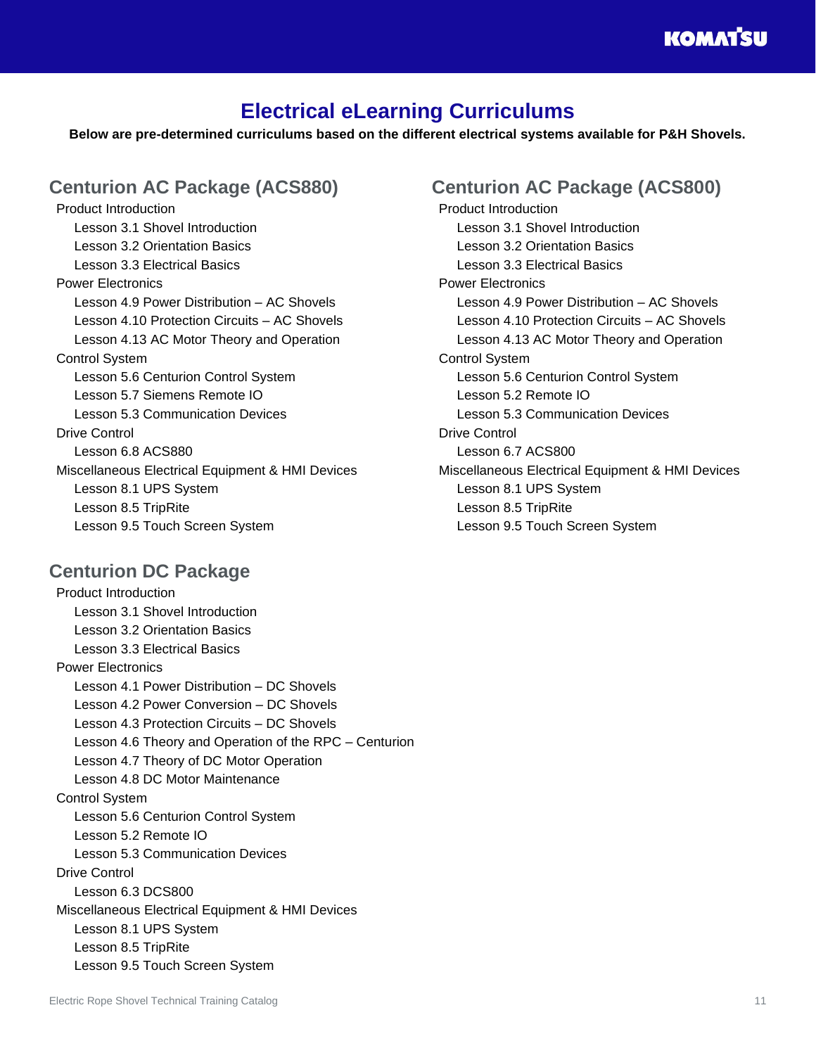# Electrical eLearning Curriculums

**Below are pre-determined curriculums based on the different electrical systems available for P&H Shovels.**

## Centurion AC Package (ACS880)

- Product Introduction
  - Lesson 3.1 Shovel Introduction
  - Lesson 3.2 Orientation Basics
  - Lesson 3.3 Electrical Basics
- Power Electronics
  - Lesson 4.9 Power Distribution – AC Shovels
  - Lesson 4.10 Protection Circuits – AC Shovels
  - Lesson 4.13 AC Motor Theory and Operation
- Control System
  - Lesson 5.6 Centurion Control System
  - Lesson 5.7 Siemens Remote IO
  - Lesson 5.3 Communication Devices
- Drive Control
  - Lesson 6.8 ACS880
- Miscellaneous Electrical Equipment & HMI Devices
  - Lesson 8.1 UPS System
  - Lesson 8.5 TripRite
  - Lesson 9.5 Touch Screen System

## Centurion DC Package

- Product Introduction
  - Lesson 3.1 Shovel Introduction
  - Lesson 3.2 Orientation Basics
  - Lesson 3.3 Electrical Basics
- Power Electronics
  - Lesson 4.1 Power Distribution – DC Shovels
  - Lesson 4.2 Power Conversion – DC Shovels
  - Lesson 4.3 Protection Circuits – DC Shovels
  - Lesson 4.6 Theory and Operation of the RPC – Centurion
  - Lesson 4.7 Theory of DC Motor Operation
  - Lesson 4.8 DC Motor Maintenance
- Control System
  - Lesson 5.6 Centurion Control System
  - Lesson 5.2 Remote IO
  - Lesson 5.3 Communication Devices
- Drive Control
  - Lesson 6.3 DCS800
- Miscellaneous Electrical Equipment & HMI Devices
  - Lesson 8.1 UPS System
  - Lesson 8.5 TripRite
  - Lesson 9.5 Touch Screen System

## Centurion AC Package (ACS800)

- Product Introduction
  - Lesson 3.1 Shovel Introduction
  - Lesson 3.2 Orientation Basics
  - Lesson 3.3 Electrical Basics
- Power Electronics
  - Lesson 4.9 Power Distribution – AC Shovels
  - Lesson 4.10 Protection Circuits – AC Shovels
  - Lesson 4.13 AC Motor Theory and Operation
- Control System
  - Lesson 5.6 Centurion Control System
  - Lesson 5.2 Remote IO
  - Lesson 5.3 Communication Devices
- Drive Control
  - Lesson 6.7 ACS800
- Miscellaneous Electrical Equipment & HMI Devices
  - Lesson 8.1 UPS System
  - Lesson 8.5 TripRite
  - Lesson 9.5 Touch Screen System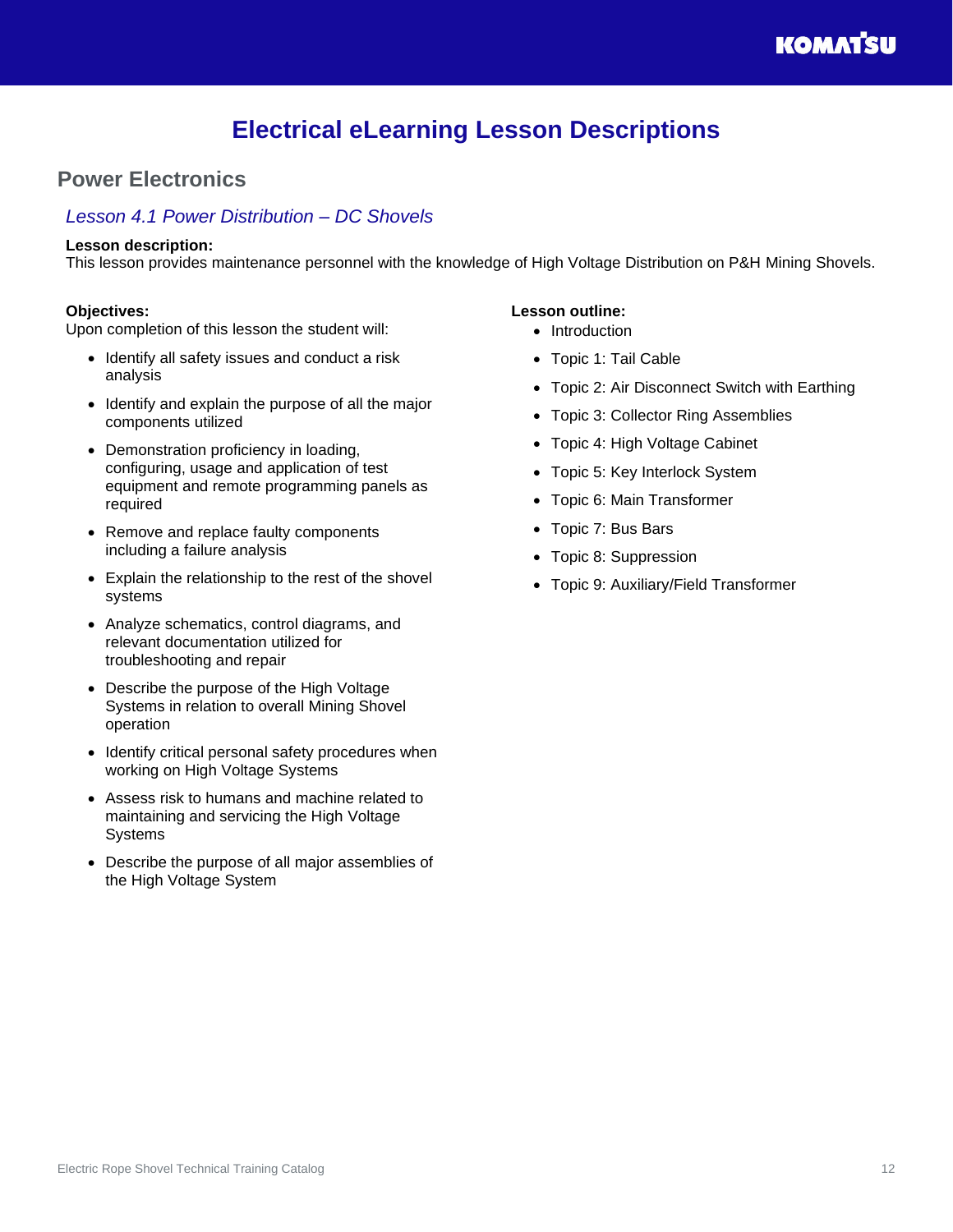# Electrical eLearning Lesson Descriptions

## Power Electronics

### *Lesson 4.1 Power Distribution – DC Shovels*

**Lesson description:**
This lesson provides maintenance personnel with the knowledge of High Voltage Distribution on P&H Mining Shovels.

**Objectives:**
Upon completion of this lesson the student will:

- Identify all safety issues and conduct a risk analysis
- Identify and explain the purpose of all the major components utilized
- Demonstration proficiency in loading, configuring, usage and application of test equipment and remote programming panels as required
- Remove and replace faulty components including a failure analysis
- Explain the relationship to the rest of the shovel systems
- Analyze schematics, control diagrams, and relevant documentation utilized for troubleshooting and repair
- Describe the purpose of the High Voltage Systems in relation to overall Mining Shovel operation
- Identify critical personal safety procedures when working on High Voltage Systems
- Assess risk to humans and machine related to maintaining and servicing the High Voltage Systems
- Describe the purpose of all major assemblies of the High Voltage System

**Lesson outline:**

- Introduction
- Topic 1: Tail Cable
- Topic 2: Air Disconnect Switch with Earthing
- Topic 3: Collector Ring Assemblies
- Topic 4: High Voltage Cabinet
- Topic 5: Key Interlock System
- Topic 6: Main Transformer
- Topic 7: Bus Bars
- Topic 8: Suppression
- Topic 9: Auxiliary/Field Transformer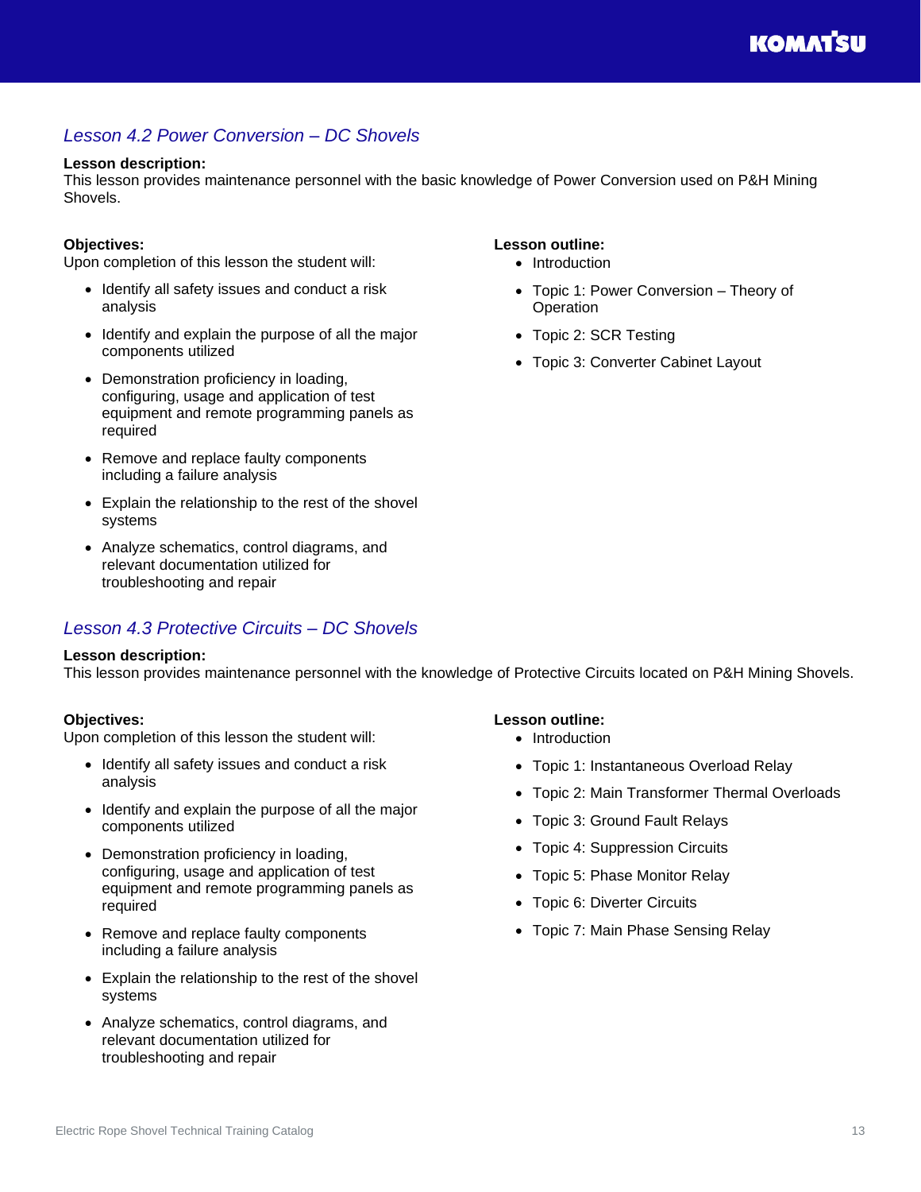## *Lesson 4.2 Power Conversion – DC Shovels*

**Lesson description:**
This lesson provides maintenance personnel with the basic knowledge of Power Conversion used on P&H Mining Shovels.

**Objectives:**
Upon completion of this lesson the student will:

- Identify all safety issues and conduct a risk analysis
- Identify and explain the purpose of all the major components utilized
- Demonstration proficiency in loading, configuring, usage and application of test equipment and remote programming panels as required
- Remove and replace faulty components including a failure analysis
- Explain the relationship to the rest of the shovel systems
- Analyze schematics, control diagrams, and relevant documentation utilized for troubleshooting and repair

**Lesson outline:**

- Introduction
- Topic 1: Power Conversion – Theory of Operation
- Topic 2: SCR Testing
- Topic 3: Converter Cabinet Layout

## *Lesson 4.3 Protective Circuits – DC Shovels*

**Lesson description:**
This lesson provides maintenance personnel with the knowledge of Protective Circuits located on P&H Mining Shovels.

**Objectives:**
Upon completion of this lesson the student will:

- Identify all safety issues and conduct a risk analysis
- Identify and explain the purpose of all the major components utilized
- Demonstration proficiency in loading, configuring, usage and application of test equipment and remote programming panels as required
- Remove and replace faulty components including a failure analysis
- Explain the relationship to the rest of the shovel systems
- Analyze schematics, control diagrams, and relevant documentation utilized for troubleshooting and repair

**Lesson outline:**

- Introduction
- Topic 1: Instantaneous Overload Relay
- Topic 2: Main Transformer Thermal Overloads
- Topic 3: Ground Fault Relays
- Topic 4: Suppression Circuits
- Topic 5: Phase Monitor Relay
- Topic 6: Diverter Circuits
- Topic 7: Main Phase Sensing Relay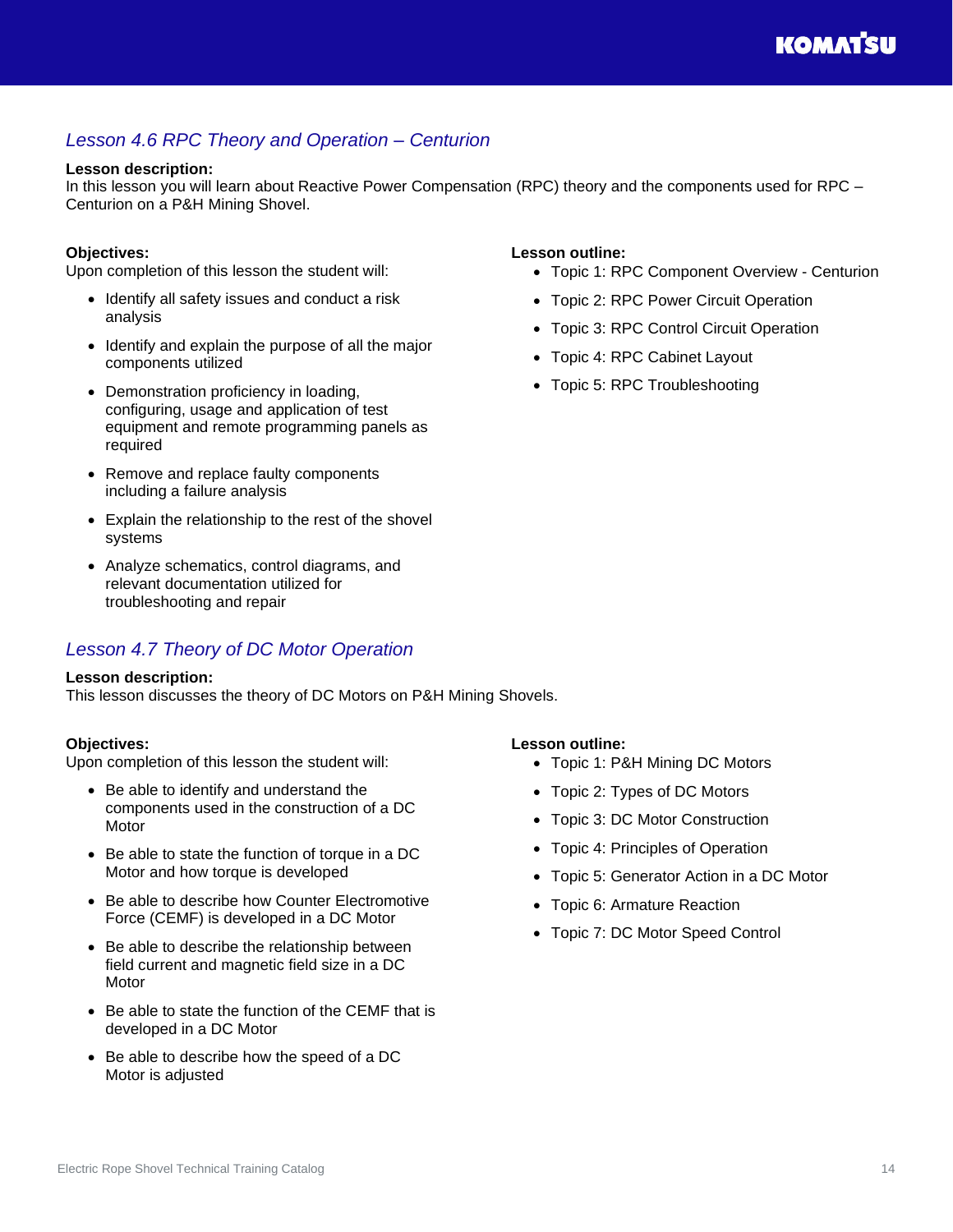## *Lesson 4.6 RPC Theory and Operation – Centurion*

**Lesson description:**
In this lesson you will learn about Reactive Power Compensation (RPC) theory and the components used for RPC – Centurion on a P&H Mining Shovel.

**Objectives:**
Upon completion of this lesson the student will:

- Identify all safety issues and conduct a risk analysis
- Identify and explain the purpose of all the major components utilized
- Demonstration proficiency in loading, configuring, usage and application of test equipment and remote programming panels as required
- Remove and replace faulty components including a failure analysis
- Explain the relationship to the rest of the shovel systems
- Analyze schematics, control diagrams, and relevant documentation utilized for troubleshooting and repair

**Lesson outline:**

- Topic 1: RPC Component Overview - Centurion
- Topic 2: RPC Power Circuit Operation
- Topic 3: RPC Control Circuit Operation
- Topic 4: RPC Cabinet Layout
- Topic 5: RPC Troubleshooting

## *Lesson 4.7 Theory of DC Motor Operation*

**Lesson description:**
This lesson discusses the theory of DC Motors on P&H Mining Shovels.

**Objectives:**
Upon completion of this lesson the student will:

- Be able to identify and understand the components used in the construction of a DC Motor
- Be able to state the function of torque in a DC Motor and how torque is developed
- Be able to describe how Counter Electromotive Force (CEMF) is developed in a DC Motor
- Be able to describe the relationship between field current and magnetic field size in a DC Motor
- Be able to state the function of the CEMF that is developed in a DC Motor
- Be able to describe how the speed of a DC Motor is adjusted

**Lesson outline:**

- Topic 1: P&H Mining DC Motors
- Topic 2: Types of DC Motors
- Topic 3: DC Motor Construction
- Topic 4: Principles of Operation
- Topic 5: Generator Action in a DC Motor
- Topic 6: Armature Reaction
- Topic 7: DC Motor Speed Control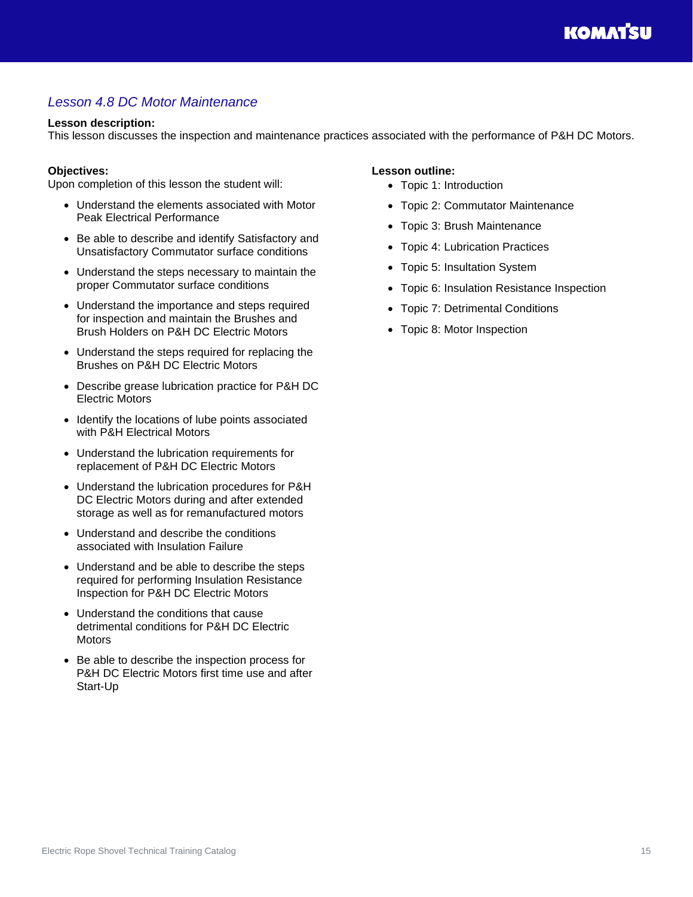## *Lesson 4.8 DC Motor Maintenance*

**Lesson description:**
This lesson discusses the inspection and maintenance practices associated with the performance of P&H DC Motors.

**Objectives:**
Upon completion of this lesson the student will:

- Understand the elements associated with Motor Peak Electrical Performance
- Be able to describe and identify Satisfactory and Unsatisfactory Commutator surface conditions
- Understand the steps necessary to maintain the proper Commutator surface conditions
- Understand the importance and steps required for inspection and maintain the Brushes and Brush Holders on P&H DC Electric Motors
- Understand the steps required for replacing the Brushes on P&H DC Electric Motors
- Describe grease lubrication practice for P&H DC Electric Motors
- Identify the locations of lube points associated with P&H Electrical Motors
- Understand the lubrication requirements for replacement of P&H DC Electric Motors
- Understand the lubrication procedures for P&H DC Electric Motors during and after extended storage as well as for remanufactured motors
- Understand and describe the conditions associated with Insulation Failure
- Understand and be able to describe the steps required for performing Insulation Resistance Inspection for P&H DC Electric Motors
- Understand the conditions that cause detrimental conditions for P&H DC Electric Motors
- Be able to describe the inspection process for P&H DC Electric Motors first time use and after Start-Up

**Lesson outline:**

- Topic 1: Introduction
- Topic 2: Commutator Maintenance
- Topic 3: Brush Maintenance
- Topic 4: Lubrication Practices
- Topic 5: Insultation System
- Topic 6: Insulation Resistance Inspection
- Topic 7: Detrimental Conditions
- Topic 8: Motor Inspection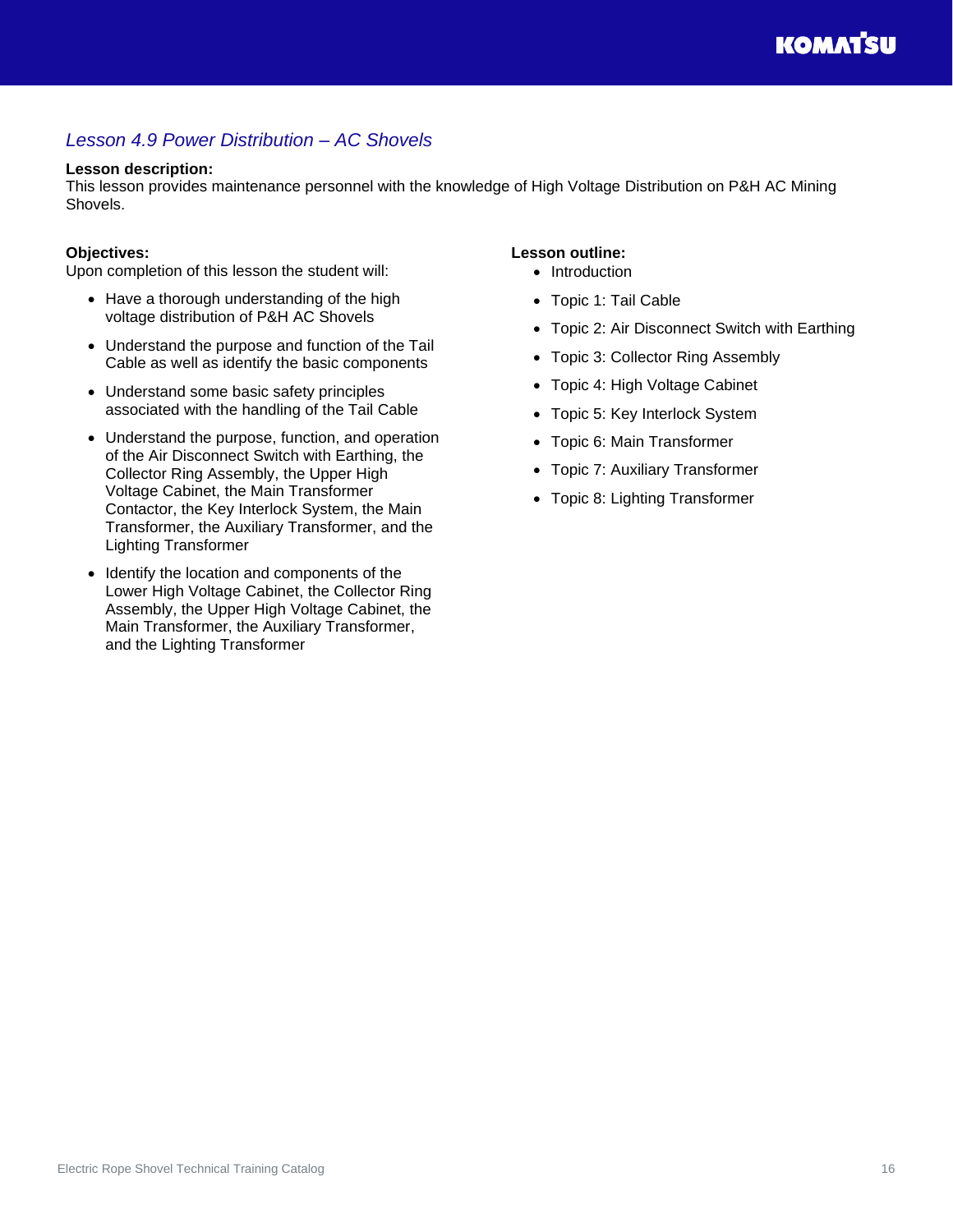## *Lesson 4.9 Power Distribution – AC Shovels*

**Lesson description:**
This lesson provides maintenance personnel with the knowledge of High Voltage Distribution on P&H AC Mining Shovels.

**Objectives:**
Upon completion of this lesson the student will:

- Have a thorough understanding of the high voltage distribution of P&H AC Shovels
- Understand the purpose and function of the Tail Cable as well as identify the basic components
- Understand some basic safety principles associated with the handling of the Tail Cable
- Understand the purpose, function, and operation of the Air Disconnect Switch with Earthing, the Collector Ring Assembly, the Upper High Voltage Cabinet, the Main Transformer Contactor, the Key Interlock System, the Main Transformer, the Auxiliary Transformer, and the Lighting Transformer
- Identify the location and components of the Lower High Voltage Cabinet, the Collector Ring Assembly, the Upper High Voltage Cabinet, the Main Transformer, the Auxiliary Transformer, and the Lighting Transformer

**Lesson outline:**

- Introduction
- Topic 1: Tail Cable
- Topic 2: Air Disconnect Switch with Earthing
- Topic 3: Collector Ring Assembly
- Topic 4: High Voltage Cabinet
- Topic 5: Key Interlock System
- Topic 6: Main Transformer
- Topic 7: Auxiliary Transformer
- Topic 8: Lighting Transformer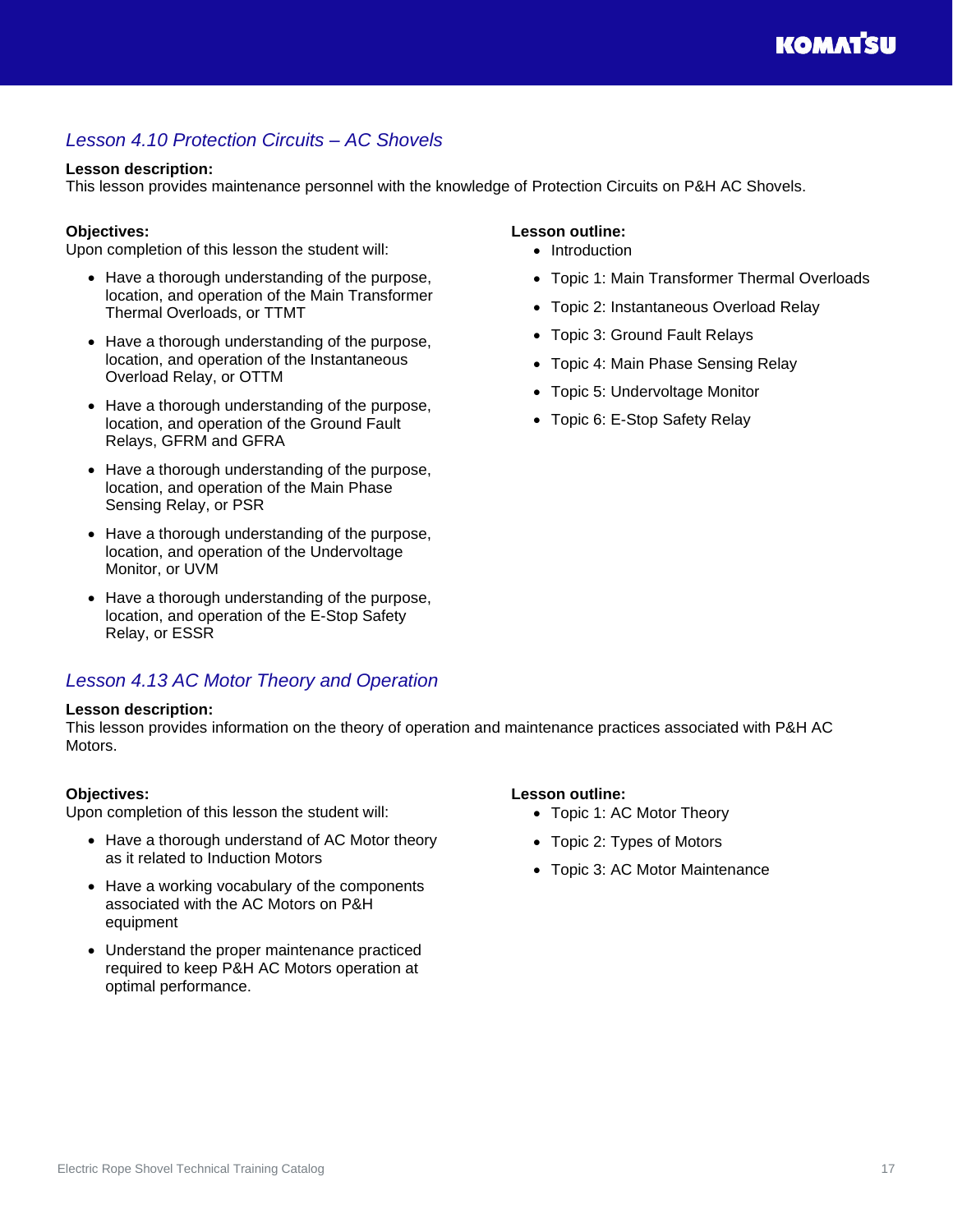## *Lesson 4.10 Protection Circuits – AC Shovels*

**Lesson description:**
This lesson provides maintenance personnel with the knowledge of Protection Circuits on P&H AC Shovels.

**Objectives:**
Upon completion of this lesson the student will:

- Have a thorough understanding of the purpose, location, and operation of the Main Transformer Thermal Overloads, or TTMT
- Have a thorough understanding of the purpose, location, and operation of the Instantaneous Overload Relay, or OTTM
- Have a thorough understanding of the purpose, location, and operation of the Ground Fault Relays, GFRM and GFRA
- Have a thorough understanding of the purpose, location, and operation of the Main Phase Sensing Relay, or PSR
- Have a thorough understanding of the purpose, location, and operation of the Undervoltage Monitor, or UVM
- Have a thorough understanding of the purpose, location, and operation of the E-Stop Safety Relay, or ESSR

**Lesson outline:**

- Introduction
- Topic 1: Main Transformer Thermal Overloads
- Topic 2: Instantaneous Overload Relay
- Topic 3: Ground Fault Relays
- Topic 4: Main Phase Sensing Relay
- Topic 5: Undervoltage Monitor
- Topic 6: E-Stop Safety Relay

## *Lesson 4.13 AC Motor Theory and Operation*

**Lesson description:**
This lesson provides information on the theory of operation and maintenance practices associated with P&H AC Motors.

**Objectives:**
Upon completion of this lesson the student will:

- Have a thorough understand of AC Motor theory as it related to Induction Motors
- Have a working vocabulary of the components associated with the AC Motors on P&H equipment
- Understand the proper maintenance practiced required to keep P&H AC Motors operation at optimal performance.

**Lesson outline:**

- Topic 1: AC Motor Theory
- Topic 2: Types of Motors
- Topic 3: AC Motor Maintenance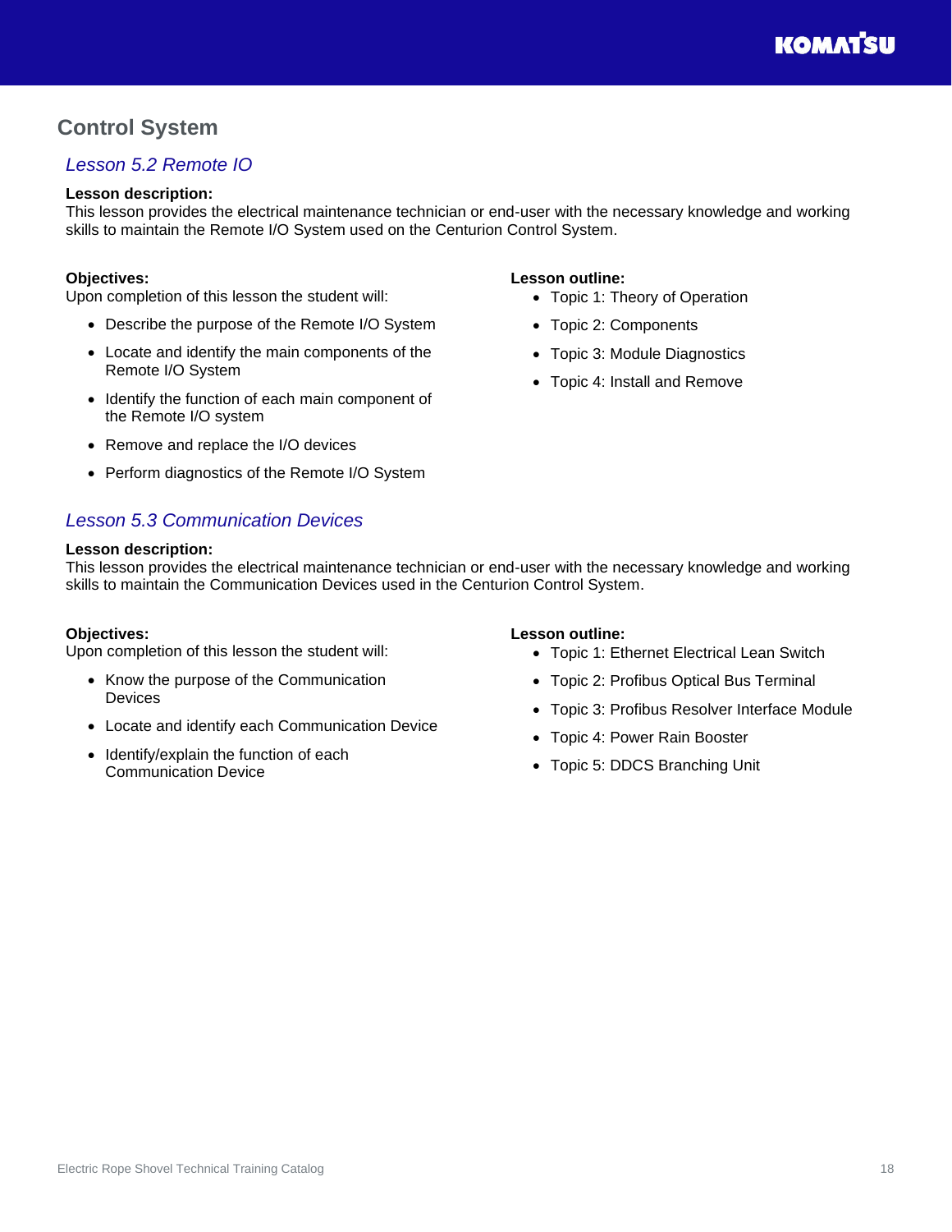## Control System

### *Lesson 5.2 Remote IO*

**Lesson description:**
This lesson provides the electrical maintenance technician or end-user with the necessary knowledge and working skills to maintain the Remote I/O System used on the Centurion Control System.

**Objectives:**
Upon completion of this lesson the student will:

- Describe the purpose of the Remote I/O System
- Locate and identify the main components of the Remote I/O System
- Identify the function of each main component of the Remote I/O system
- Remove and replace the I/O devices
- Perform diagnostics of the Remote I/O System

**Lesson outline:**

- Topic 1: Theory of Operation
- Topic 2: Components
- Topic 3: Module Diagnostics
- Topic 4: Install and Remove

### *Lesson 5.3 Communication Devices*

**Lesson description:**
This lesson provides the electrical maintenance technician or end-user with the necessary knowledge and working skills to maintain the Communication Devices used in the Centurion Control System.

**Objectives:**
Upon completion of this lesson the student will:

- Know the purpose of the Communication Devices
- Locate and identify each Communication Device
- Identify/explain the function of each Communication Device

**Lesson outline:**

- Topic 1: Ethernet Electrical Lean Switch
- Topic 2: Profibus Optical Bus Terminal
- Topic 3: Profibus Resolver Interface Module
- Topic 4: Power Rain Booster
- Topic 5: DDCS Branching Unit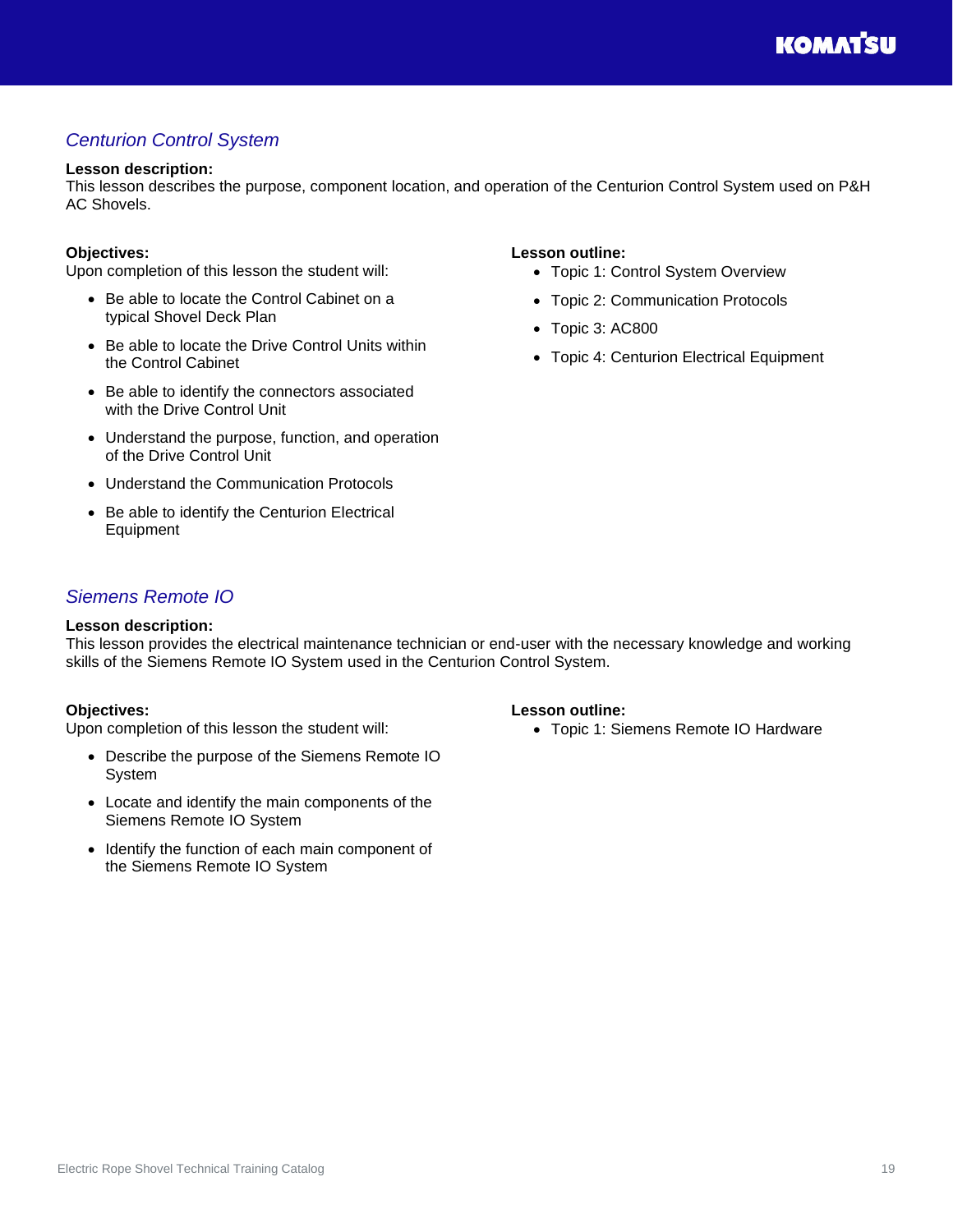## *Centurion Control System*

**Lesson description:**
This lesson describes the purpose, component location, and operation of the Centurion Control System used on P&H AC Shovels.

**Objectives:**
Upon completion of this lesson the student will:

- Be able to locate the Control Cabinet on a typical Shovel Deck Plan
- Be able to locate the Drive Control Units within the Control Cabinet
- Be able to identify the connectors associated with the Drive Control Unit
- Understand the purpose, function, and operation of the Drive Control Unit
- Understand the Communication Protocols
- Be able to identify the Centurion Electrical Equipment

**Lesson outline:**

- Topic 1: Control System Overview
- Topic 2: Communication Protocols
- Topic 3: AC800
- Topic 4: Centurion Electrical Equipment

## *Siemens Remote IO*

**Lesson description:**
This lesson provides the electrical maintenance technician or end-user with the necessary knowledge and working skills of the Siemens Remote IO System used in the Centurion Control System.

**Objectives:**
Upon completion of this lesson the student will:

- Describe the purpose of the Siemens Remote IO System
- Locate and identify the main components of the Siemens Remote IO System
- Identify the function of each main component of the Siemens Remote IO System

**Lesson outline:**

- Topic 1: Siemens Remote IO Hardware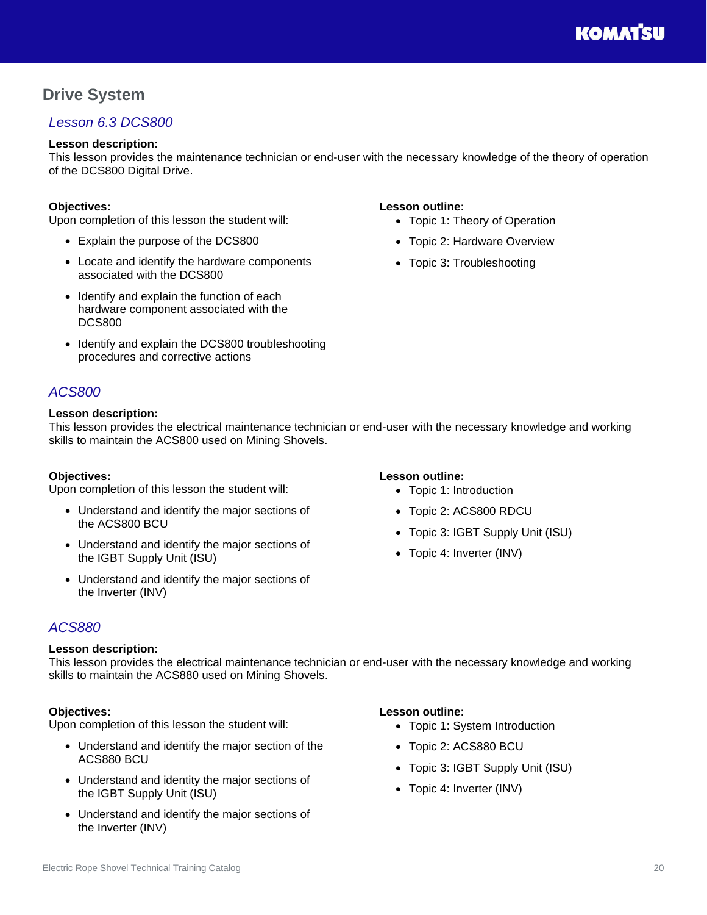## Drive System

### *Lesson 6.3 DCS800*

**Lesson description:**
This lesson provides the maintenance technician or end-user with the necessary knowledge of the theory of operation of the DCS800 Digital Drive.

**Objectives:**
Upon completion of this lesson the student will:

- Explain the purpose of the DCS800
- Locate and identify the hardware components associated with the DCS800
- Identify and explain the function of each hardware component associated with the DCS800
- Identify and explain the DCS800 troubleshooting procedures and corrective actions

**Lesson outline:**

- Topic 1: Theory of Operation
- Topic 2: Hardware Overview
- Topic 3: Troubleshooting

### *ACS800*

**Lesson description:**
This lesson provides the electrical maintenance technician or end-user with the necessary knowledge and working skills to maintain the ACS800 used on Mining Shovels.

**Objectives:**
Upon completion of this lesson the student will:

- Understand and identify the major sections of the ACS800 BCU
- Understand and identify the major sections of the IGBT Supply Unit (ISU)
- Understand and identify the major sections of the Inverter (INV)

**Lesson outline:**

- Topic 1: Introduction
- Topic 2: ACS800 RDCU
- Topic 3: IGBT Supply Unit (ISU)
- Topic 4: Inverter (INV)

### *ACS880*

**Lesson description:**
This lesson provides the electrical maintenance technician or end-user with the necessary knowledge and working skills to maintain the ACS880 used on Mining Shovels.

**Objectives:**
Upon completion of this lesson the student will:

- Understand and identify the major section of the ACS880 BCU
- Understand and identity the major sections of the IGBT Supply Unit (ISU)
- Understand and identify the major sections of the Inverter (INV)

**Lesson outline:**

- Topic 1: System Introduction
- Topic 2: ACS880 BCU
- Topic 3: IGBT Supply Unit (ISU)
- Topic 4: Inverter (INV)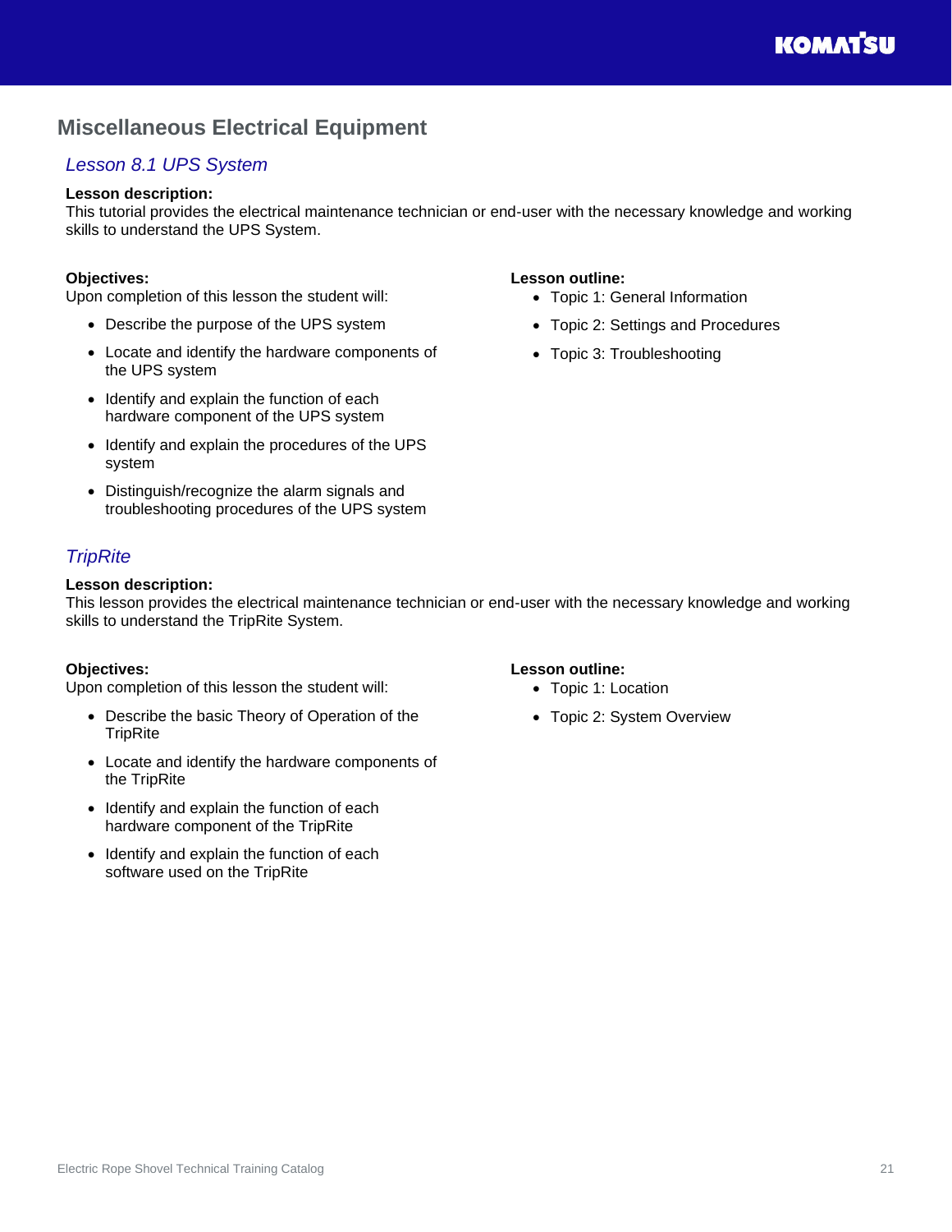## Miscellaneous Electrical Equipment

### *Lesson 8.1 UPS System*

**Lesson description:**
This tutorial provides the electrical maintenance technician or end-user with the necessary knowledge and working skills to understand the UPS System.

**Objectives:**
Upon completion of this lesson the student will:

- Describe the purpose of the UPS system
- Locate and identify the hardware components of the UPS system
- Identify and explain the function of each hardware component of the UPS system
- Identify and explain the procedures of the UPS system
- Distinguish/recognize the alarm signals and troubleshooting procedures of the UPS system

**Lesson outline:**

- Topic 1: General Information
- Topic 2: Settings and Procedures
- Topic 3: Troubleshooting

### *TripRite*

**Lesson description:**
This lesson provides the electrical maintenance technician or end-user with the necessary knowledge and working skills to understand the TripRite System.

**Objectives:**
Upon completion of this lesson the student will:

- Describe the basic Theory of Operation of the TripRite
- Locate and identify the hardware components of the TripRite
- Identify and explain the function of each hardware component of the TripRite
- Identify and explain the function of each software used on the TripRite

**Lesson outline:**

- Topic 1: Location
- Topic 2: System Overview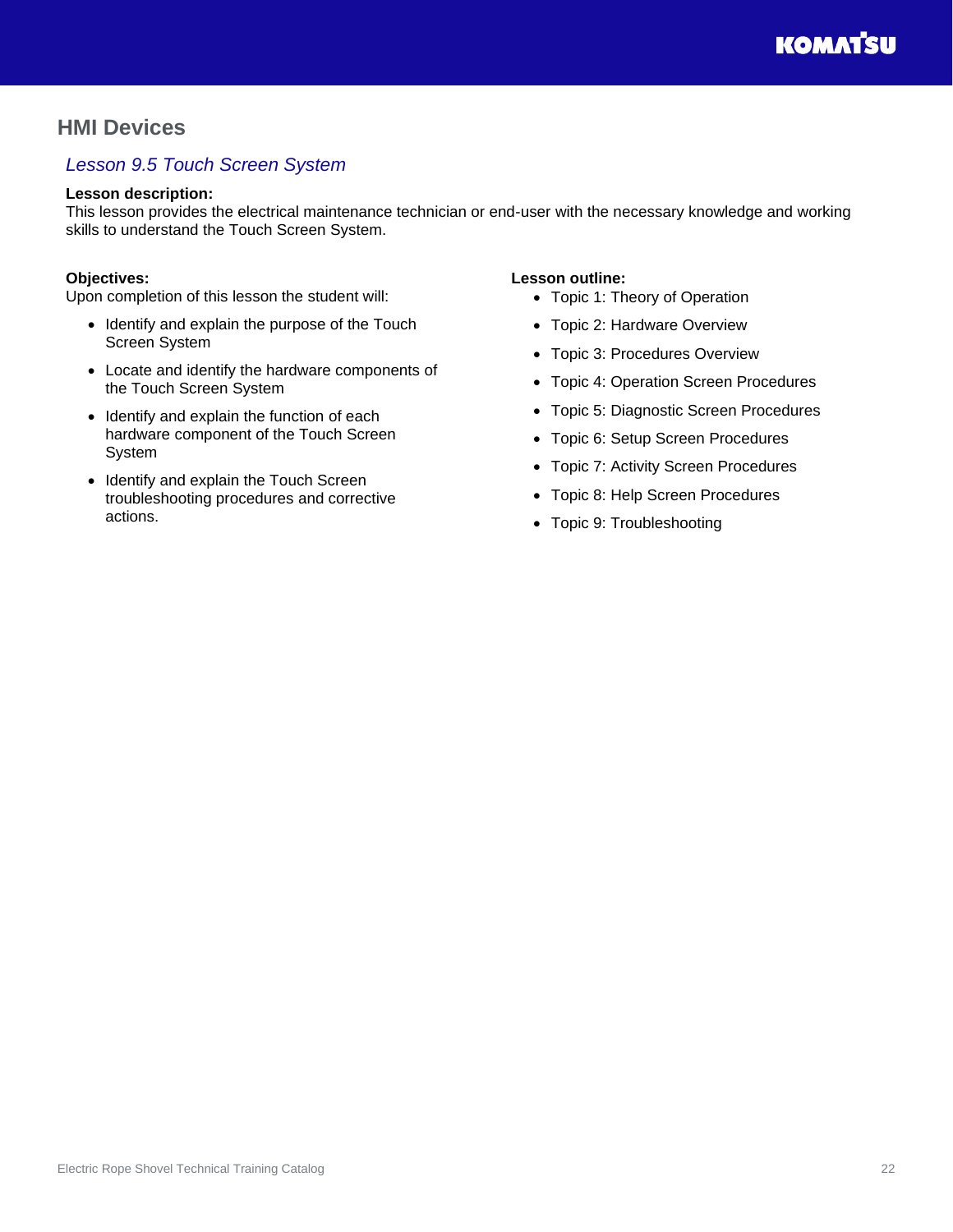## HMI Devices

### *Lesson 9.5 Touch Screen System*

**Lesson description:**
This lesson provides the electrical maintenance technician or end-user with the necessary knowledge and working skills to understand the Touch Screen System.

**Objectives:**
Upon completion of this lesson the student will:

- Identify and explain the purpose of the Touch Screen System
- Locate and identify the hardware components of the Touch Screen System
- Identify and explain the function of each hardware component of the Touch Screen System
- Identify and explain the Touch Screen troubleshooting procedures and corrective actions.

**Lesson outline:**

- Topic 1: Theory of Operation
- Topic 2: Hardware Overview
- Topic 3: Procedures Overview
- Topic 4: Operation Screen Procedures
- Topic 5: Diagnostic Screen Procedures
- Topic 6: Setup Screen Procedures
- Topic 7: Activity Screen Procedures
- Topic 8: Help Screen Procedures
- Topic 9: Troubleshooting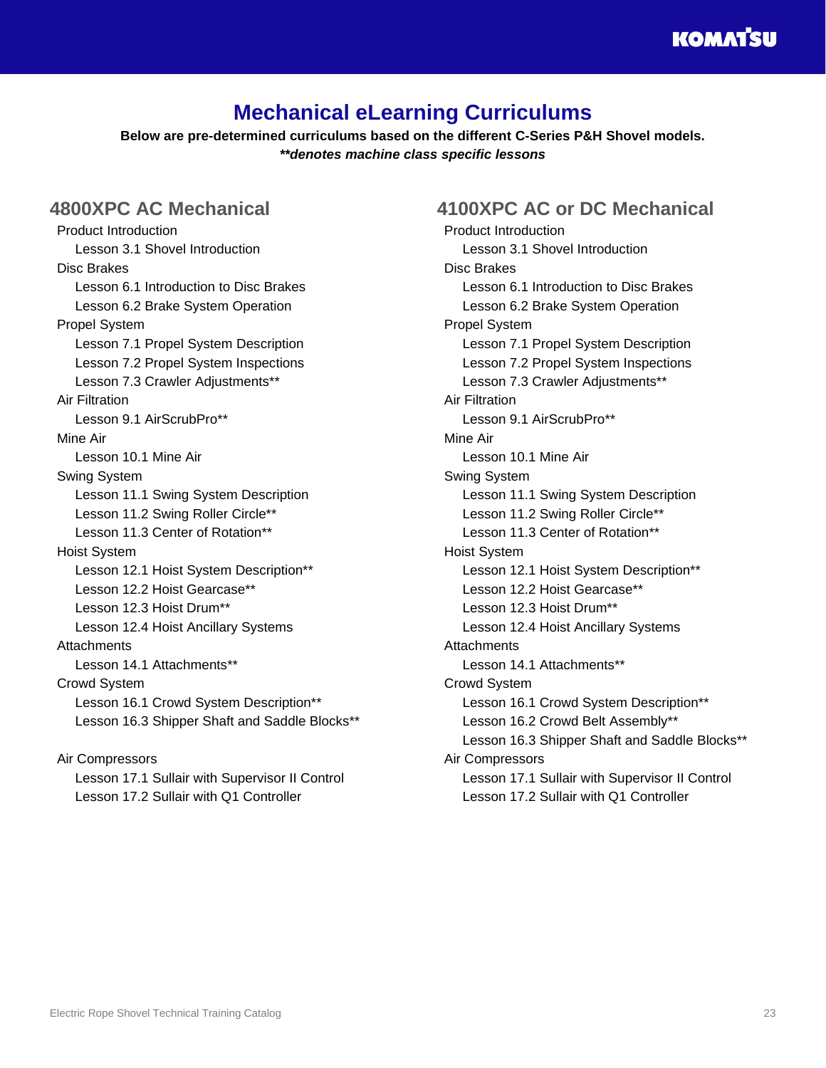# Mechanical eLearning Curriculums

**Below are pre-determined curriculums based on the different C-Series P&H Shovel models.**
***\*\*denotes machine class specific lessons***

## 4800XPC AC Mechanical

- Product Introduction
  - Lesson 3.1 Shovel Introduction
- Disc Brakes
  - Lesson 6.1 Introduction to Disc Brakes
  - Lesson 6.2 Brake System Operation
- Propel System
  - Lesson 7.1 Propel System Description
  - Lesson 7.2 Propel System Inspections
  - Lesson 7.3 Crawler Adjustments**
- Air Filtration
  - Lesson 9.1 AirScrubPro**
- Mine Air
  - Lesson 10.1 Mine Air
- Swing System
  - Lesson 11.1 Swing System Description
  - Lesson 11.2 Swing Roller Circle**
  - Lesson 11.3 Center of Rotation**
- Hoist System
  - Lesson 12.1 Hoist System Description**
  - Lesson 12.2 Hoist Gearcase**
  - Lesson 12.3 Hoist Drum**
  - Lesson 12.4 Hoist Ancillary Systems
- Attachments
  - Lesson 14.1 Attachments**
- Crowd System
  - Lesson 16.1 Crowd System Description**
  - Lesson 16.3 Shipper Shaft and Saddle Blocks**
- Air Compressors
  - Lesson 17.1 Sullair with Supervisor II Control
  - Lesson 17.2 Sullair with Q1 Controller

## 4100XPC AC or DC Mechanical

- Product Introduction
  - Lesson 3.1 Shovel Introduction
- Disc Brakes
  - Lesson 6.1 Introduction to Disc Brakes
  - Lesson 6.2 Brake System Operation
- Propel System
  - Lesson 7.1 Propel System Description
  - Lesson 7.2 Propel System Inspections
  - Lesson 7.3 Crawler Adjustments**
- Air Filtration
  - Lesson 9.1 AirScrubPro**
- Mine Air
  - Lesson 10.1 Mine Air
- Swing System
  - Lesson 11.1 Swing System Description
  - Lesson 11.2 Swing Roller Circle**
  - Lesson 11.3 Center of Rotation**
- Hoist System
  - Lesson 12.1 Hoist System Description**
  - Lesson 12.2 Hoist Gearcase**
  - Lesson 12.3 Hoist Drum**
  - Lesson 12.4 Hoist Ancillary Systems
- Attachments
  - Lesson 14.1 Attachments**
- Crowd System
  - Lesson 16.1 Crowd System Description**
  - Lesson 16.2 Crowd Belt Assembly**
  - Lesson 16.3 Shipper Shaft and Saddle Blocks**
- Air Compressors
  - Lesson 17.1 Sullair with Supervisor II Control
  - Lesson 17.2 Sullair with Q1 Controller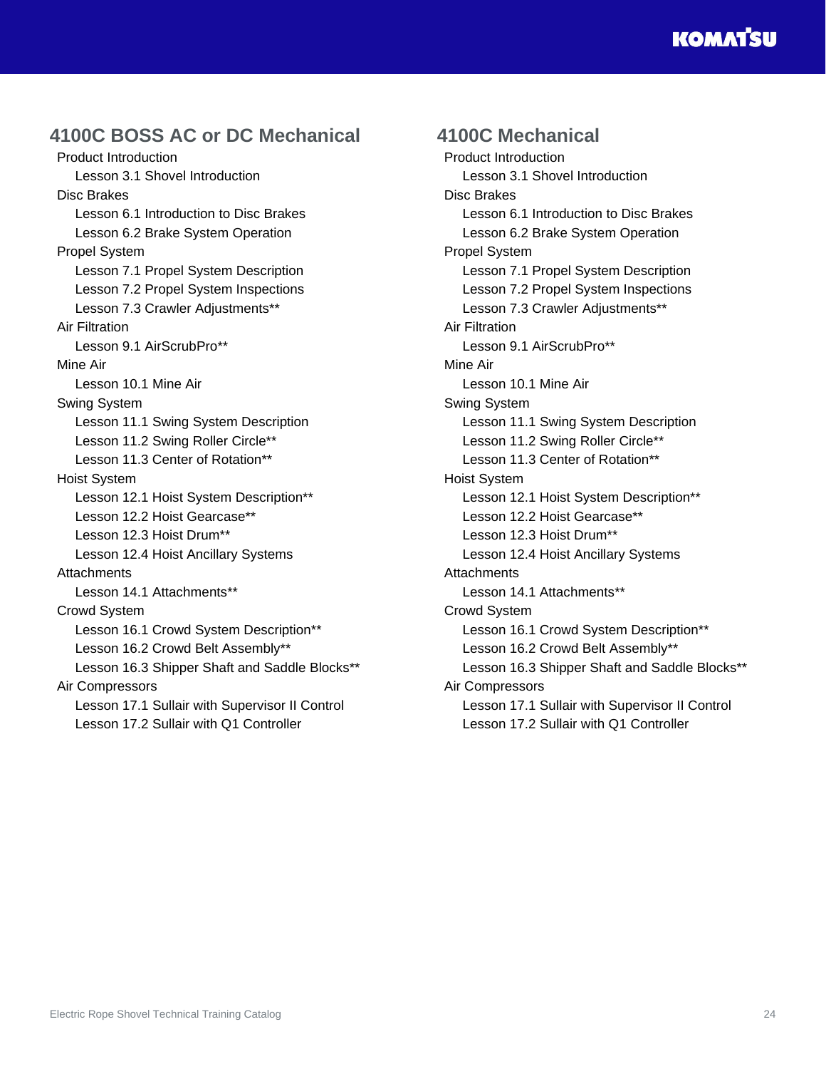## 4100C BOSS AC or DC Mechanical

- Product Introduction
  - Lesson 3.1 Shovel Introduction
- Disc Brakes
  - Lesson 6.1 Introduction to Disc Brakes
  - Lesson 6.2 Brake System Operation
- Propel System
  - Lesson 7.1 Propel System Description
  - Lesson 7.2 Propel System Inspections
  - Lesson 7.3 Crawler Adjustments**
- Air Filtration
  - Lesson 9.1 AirScrubPro**
- Mine Air
  - Lesson 10.1 Mine Air
- Swing System
  - Lesson 11.1 Swing System Description
  - Lesson 11.2 Swing Roller Circle**
  - Lesson 11.3 Center of Rotation**
- Hoist System
  - Lesson 12.1 Hoist System Description**
  - Lesson 12.2 Hoist Gearcase**
  - Lesson 12.3 Hoist Drum**
  - Lesson 12.4 Hoist Ancillary Systems
- Attachments
  - Lesson 14.1 Attachments**
- Crowd System
  - Lesson 16.1 Crowd System Description**
  - Lesson 16.2 Crowd Belt Assembly**
  - Lesson 16.3 Shipper Shaft and Saddle Blocks**
- Air Compressors
  - Lesson 17.1 Sullair with Supervisor II Control
  - Lesson 17.2 Sullair with Q1 Controller

## 4100C Mechanical

- Product Introduction
  - Lesson 3.1 Shovel Introduction
- Disc Brakes
  - Lesson 6.1 Introduction to Disc Brakes
  - Lesson 6.2 Brake System Operation
- Propel System
  - Lesson 7.1 Propel System Description
  - Lesson 7.2 Propel System Inspections
  - Lesson 7.3 Crawler Adjustments**
- Air Filtration
  - Lesson 9.1 AirScrubPro**
- Mine Air
  - Lesson 10.1 Mine Air
- Swing System
  - Lesson 11.1 Swing System Description
  - Lesson 11.2 Swing Roller Circle**
  - Lesson 11.3 Center of Rotation**
- Hoist System
  - Lesson 12.1 Hoist System Description**
  - Lesson 12.2 Hoist Gearcase**
  - Lesson 12.3 Hoist Drum**
  - Lesson 12.4 Hoist Ancillary Systems
- Attachments
  - Lesson 14.1 Attachments**
- Crowd System
  - Lesson 16.1 Crowd System Description**
  - Lesson 16.2 Crowd Belt Assembly**
  - Lesson 16.3 Shipper Shaft and Saddle Blocks**
- Air Compressors
  - Lesson 17.1 Sullair with Supervisor II Control
  - Lesson 17.2 Sullair with Q1 Controller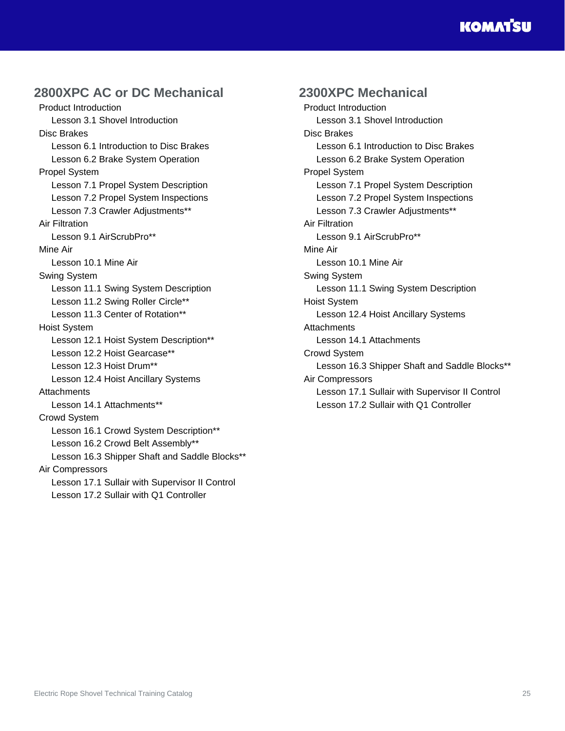## 2800XPC AC or DC Mechanical

- Product Introduction
  - Lesson 3.1 Shovel Introduction
- Disc Brakes
  - Lesson 6.1 Introduction to Disc Brakes
  - Lesson 6.2 Brake System Operation
- Propel System
  - Lesson 7.1 Propel System Description
  - Lesson 7.2 Propel System Inspections
  - Lesson 7.3 Crawler Adjustments**
- Air Filtration
  - Lesson 9.1 AirScrubPro**
- Mine Air
  - Lesson 10.1 Mine Air
- Swing System
  - Lesson 11.1 Swing System Description
  - Lesson 11.2 Swing Roller Circle**
  - Lesson 11.3 Center of Rotation**
- Hoist System
  - Lesson 12.1 Hoist System Description**
  - Lesson 12.2 Hoist Gearcase**
  - Lesson 12.3 Hoist Drum**
  - Lesson 12.4 Hoist Ancillary Systems
- Attachments
  - Lesson 14.1 Attachments**
- Crowd System
  - Lesson 16.1 Crowd System Description**
  - Lesson 16.2 Crowd Belt Assembly**
  - Lesson 16.3 Shipper Shaft and Saddle Blocks**
- Air Compressors
  - Lesson 17.1 Sullair with Supervisor II Control
  - Lesson 17.2 Sullair with Q1 Controller

## 2300XPC Mechanical

- Product Introduction
  - Lesson 3.1 Shovel Introduction
- Disc Brakes
  - Lesson 6.1 Introduction to Disc Brakes
  - Lesson 6.2 Brake System Operation
- Propel System
  - Lesson 7.1 Propel System Description
  - Lesson 7.2 Propel System Inspections
  - Lesson 7.3 Crawler Adjustments**
- Air Filtration
  - Lesson 9.1 AirScrubPro**
- Mine Air
  - Lesson 10.1 Mine Air
- Swing System
  - Lesson 11.1 Swing System Description
- Hoist System
  - Lesson 12.4 Hoist Ancillary Systems
- Attachments
  - Lesson 14.1 Attachments
- Crowd System
  - Lesson 16.3 Shipper Shaft and Saddle Blocks**
- Air Compressors
  - Lesson 17.1 Sullair with Supervisor II Control
  - Lesson 17.2 Sullair with Q1 Controller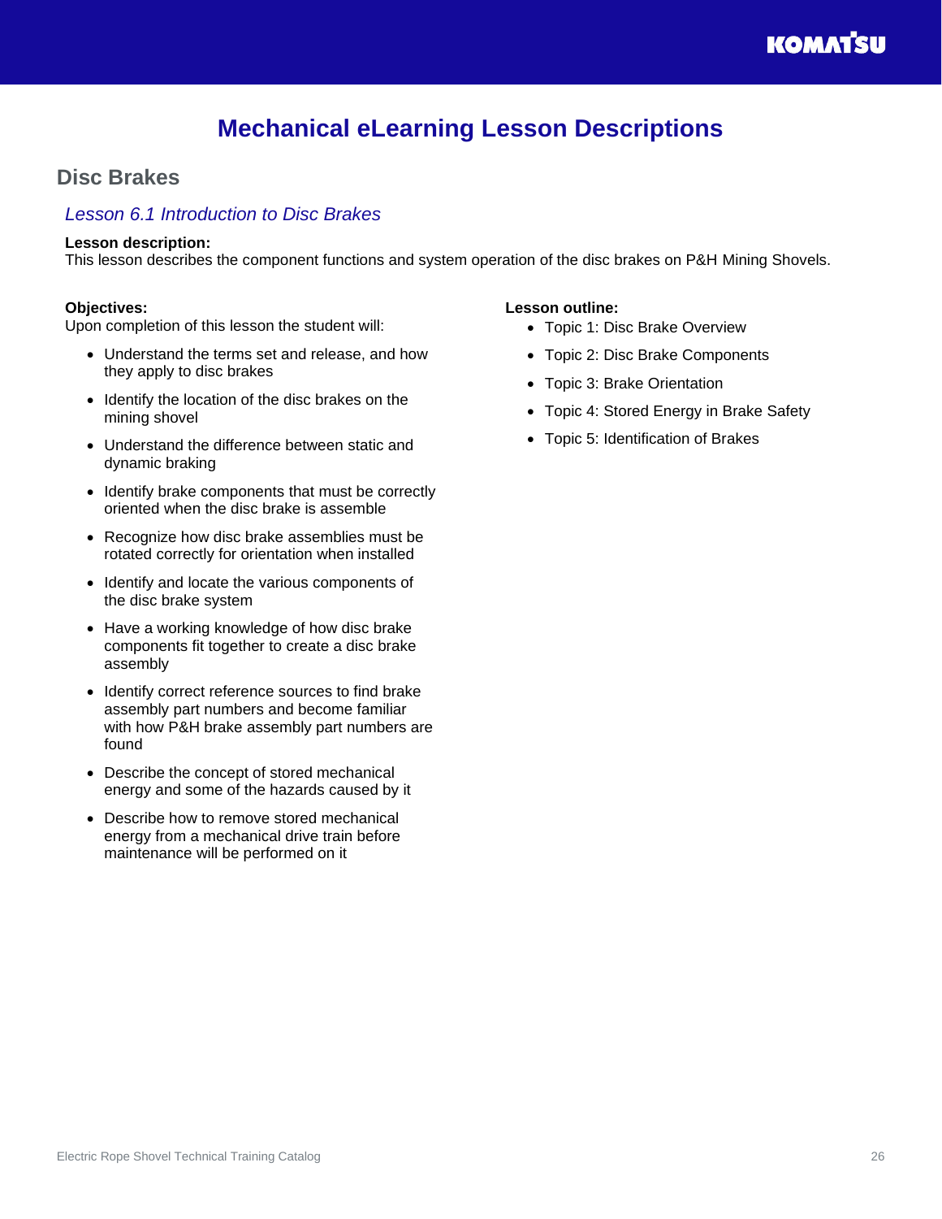# Mechanical eLearning Lesson Descriptions

## Disc Brakes

### *Lesson 6.1 Introduction to Disc Brakes*

**Lesson description:**
This lesson describes the component functions and system operation of the disc brakes on P&H Mining Shovels.

**Objectives:**
Upon completion of this lesson the student will:

- Understand the terms set and release, and how they apply to disc brakes
- Identify the location of the disc brakes on the mining shovel
- Understand the difference between static and dynamic braking
- Identify brake components that must be correctly oriented when the disc brake is assemble
- Recognize how disc brake assemblies must be rotated correctly for orientation when installed
- Identify and locate the various components of the disc brake system
- Have a working knowledge of how disc brake components fit together to create a disc brake assembly
- Identify correct reference sources to find brake assembly part numbers and become familiar with how P&H brake assembly part numbers are found
- Describe the concept of stored mechanical energy and some of the hazards caused by it
- Describe how to remove stored mechanical energy from a mechanical drive train before maintenance will be performed on it

**Lesson outline:**

- Topic 1: Disc Brake Overview
- Topic 2: Disc Brake Components
- Topic 3: Brake Orientation
- Topic 4: Stored Energy in Brake Safety
- Topic 5: Identification of Brakes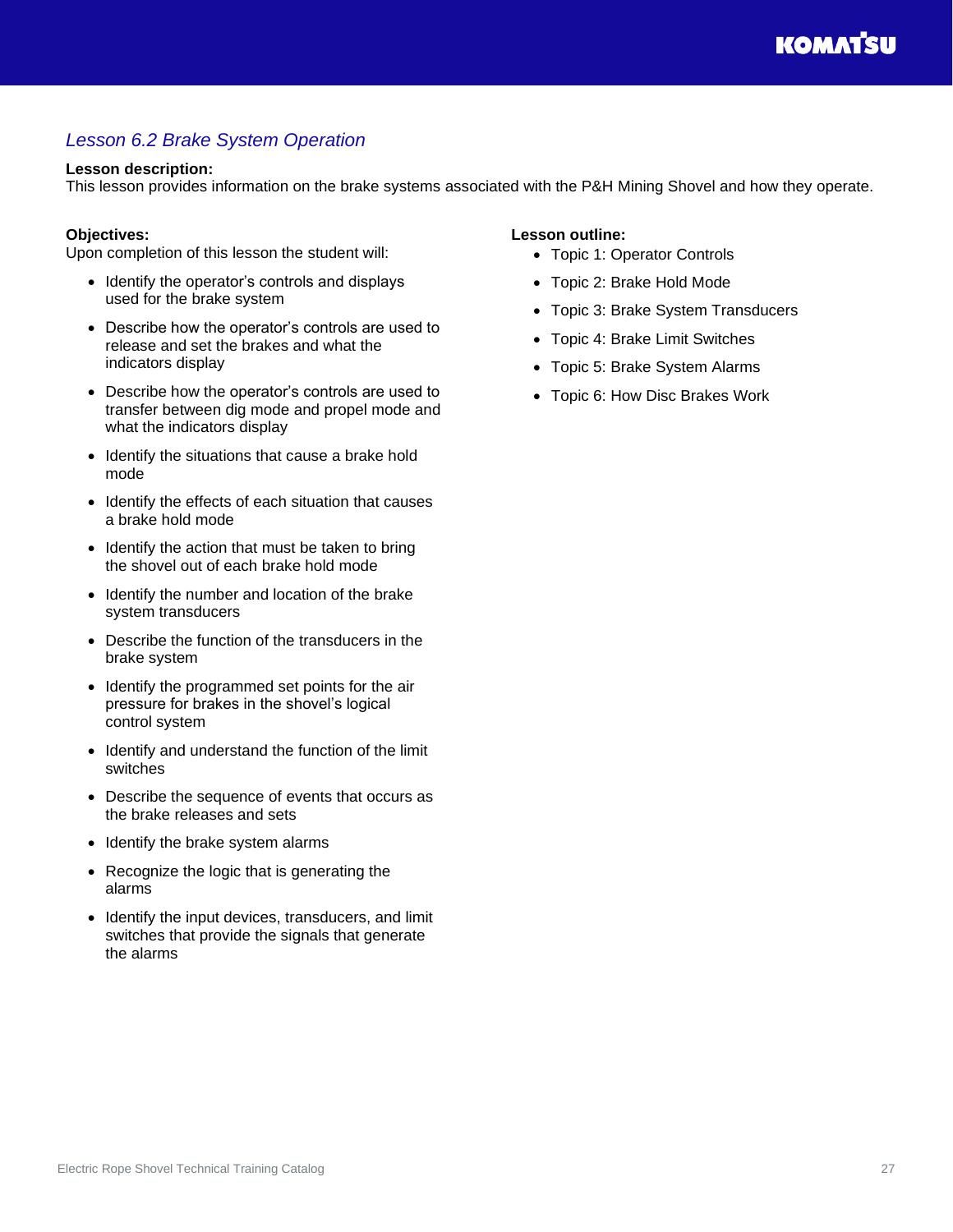## *Lesson 6.2 Brake System Operation*

**Lesson description:**
This lesson provides information on the brake systems associated with the P&H Mining Shovel and how they operate.

**Objectives:**
Upon completion of this lesson the student will:

- Identify the operator's controls and displays used for the brake system
- Describe how the operator's controls are used to release and set the brakes and what the indicators display
- Describe how the operator's controls are used to transfer between dig mode and propel mode and what the indicators display
- Identify the situations that cause a brake hold mode
- Identify the effects of each situation that causes a brake hold mode
- Identify the action that must be taken to bring the shovel out of each brake hold mode
- Identify the number and location of the brake system transducers
- Describe the function of the transducers in the brake system
- Identify the programmed set points for the air pressure for brakes in the shovel's logical control system
- Identify and understand the function of the limit switches
- Describe the sequence of events that occurs as the brake releases and sets
- Identify the brake system alarms
- Recognize the logic that is generating the alarms
- Identify the input devices, transducers, and limit switches that provide the signals that generate the alarms

**Lesson outline:**

- Topic 1: Operator Controls
- Topic 2: Brake Hold Mode
- Topic 3: Brake System Transducers
- Topic 4: Brake Limit Switches
- Topic 5: Brake System Alarms
- Topic 6: How Disc Brakes Work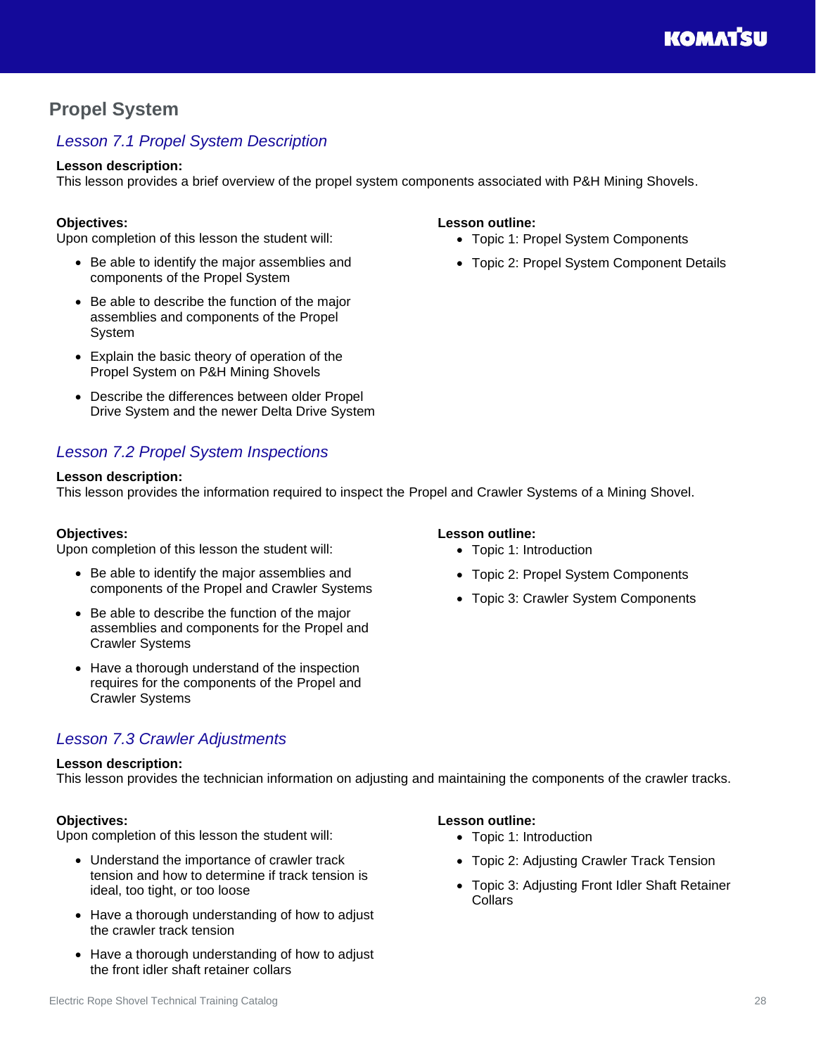# Propel System

## *Lesson 7.1 Propel System Description*

**Lesson description:**
This lesson provides a brief overview of the propel system components associated with P&H Mining Shovels.

**Objectives:**
Upon completion of this lesson the student will:

- Be able to identify the major assemblies and components of the Propel System
- Be able to describe the function of the major assemblies and components of the Propel System
- Explain the basic theory of operation of the Propel System on P&H Mining Shovels
- Describe the differences between older Propel Drive System and the newer Delta Drive System

**Lesson outline:**

- Topic 1: Propel System Components
- Topic 2: Propel System Component Details

## *Lesson 7.2 Propel System Inspections*

**Lesson description:**
This lesson provides the information required to inspect the Propel and Crawler Systems of a Mining Shovel.

**Objectives:**
Upon completion of this lesson the student will:

- Be able to identify the major assemblies and components of the Propel and Crawler Systems
- Be able to describe the function of the major assemblies and components for the Propel and Crawler Systems
- Have a thorough understand of the inspection requires for the components of the Propel and Crawler Systems

**Lesson outline:**

- Topic 1: Introduction
- Topic 2: Propel System Components
- Topic 3: Crawler System Components

## *Lesson 7.3 Crawler Adjustments*

**Lesson description:**
This lesson provides the technician information on adjusting and maintaining the components of the crawler tracks.

**Objectives:**
Upon completion of this lesson the student will:

- Understand the importance of crawler track tension and how to determine if track tension is ideal, too tight, or too loose
- Have a thorough understanding of how to adjust the crawler track tension
- Have a thorough understanding of how to adjust the front idler shaft retainer collars

**Lesson outline:**

- Topic 1: Introduction
- Topic 2: Adjusting Crawler Track Tension
- Topic 3: Adjusting Front Idler Shaft Retainer Collars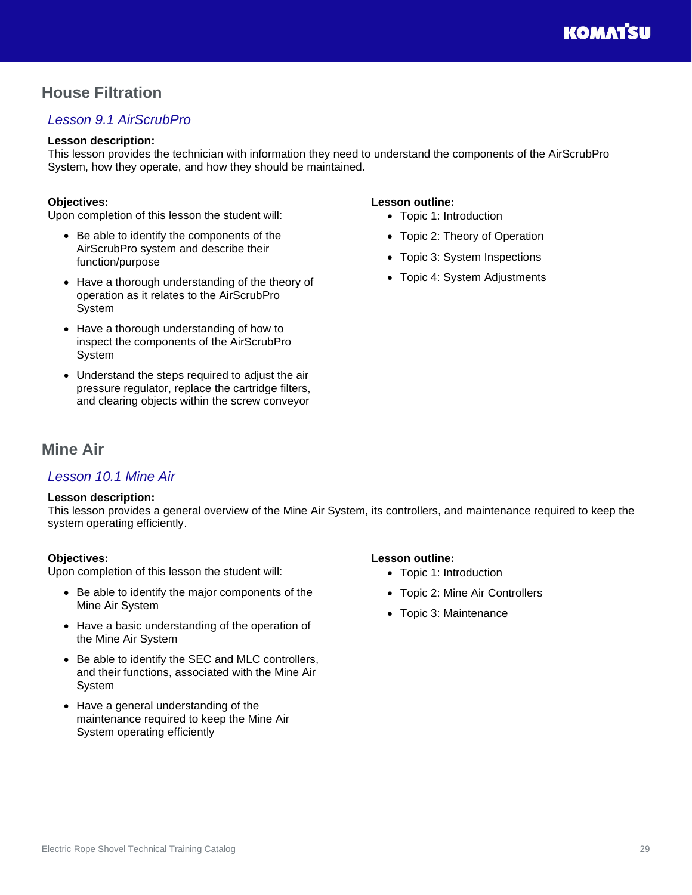## House Filtration

### *Lesson 9.1 AirScrubPro*

**Lesson description:**
This lesson provides the technician with information they need to understand the components of the AirScrubPro System, how they operate, and how they should be maintained.

**Objectives:**
Upon completion of this lesson the student will:

- Be able to identify the components of the AirScrubPro system and describe their function/purpose
- Have a thorough understanding of the theory of operation as it relates to the AirScrubPro System
- Have a thorough understanding of how to inspect the components of the AirScrubPro System
- Understand the steps required to adjust the air pressure regulator, replace the cartridge filters, and clearing objects within the screw conveyor

**Lesson outline:**

- Topic 1: Introduction
- Topic 2: Theory of Operation
- Topic 3: System Inspections
- Topic 4: System Adjustments

## Mine Air

### *Lesson 10.1 Mine Air*

**Lesson description:**
This lesson provides a general overview of the Mine Air System, its controllers, and maintenance required to keep the system operating efficiently.

**Objectives:**
Upon completion of this lesson the student will:

- Be able to identify the major components of the Mine Air System
- Have a basic understanding of the operation of the Mine Air System
- Be able to identify the SEC and MLC controllers, and their functions, associated with the Mine Air System
- Have a general understanding of the maintenance required to keep the Mine Air System operating efficiently

**Lesson outline:**

- Topic 1: Introduction
- Topic 2: Mine Air Controllers
- Topic 3: Maintenance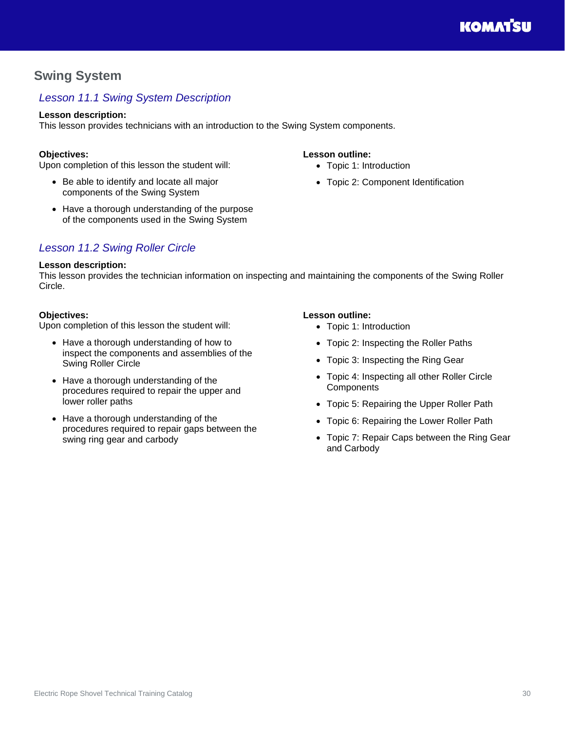## Swing System

### *Lesson 11.1 Swing System Description*

**Lesson description:**
This lesson provides technicians with an introduction to the Swing System components.

**Objectives:**
Upon completion of this lesson the student will:

- Be able to identify and locate all major components of the Swing System
- Have a thorough understanding of the purpose of the components used in the Swing System

**Lesson outline:**

- Topic 1: Introduction
- Topic 2: Component Identification

### *Lesson 11.2 Swing Roller Circle*

**Lesson description:**
This lesson provides the technician information on inspecting and maintaining the components of the Swing Roller Circle.

**Objectives:**
Upon completion of this lesson the student will:

- Have a thorough understanding of how to inspect the components and assemblies of the Swing Roller Circle
- Have a thorough understanding of the procedures required to repair the upper and lower roller paths
- Have a thorough understanding of the procedures required to repair gaps between the swing ring gear and carbody

**Lesson outline:**

- Topic 1: Introduction
- Topic 2: Inspecting the Roller Paths
- Topic 3: Inspecting the Ring Gear
- Topic 4: Inspecting all other Roller Circle Components
- Topic 5: Repairing the Upper Roller Path
- Topic 6: Repairing the Lower Roller Path
- Topic 7: Repair Caps between the Ring Gear and Carbody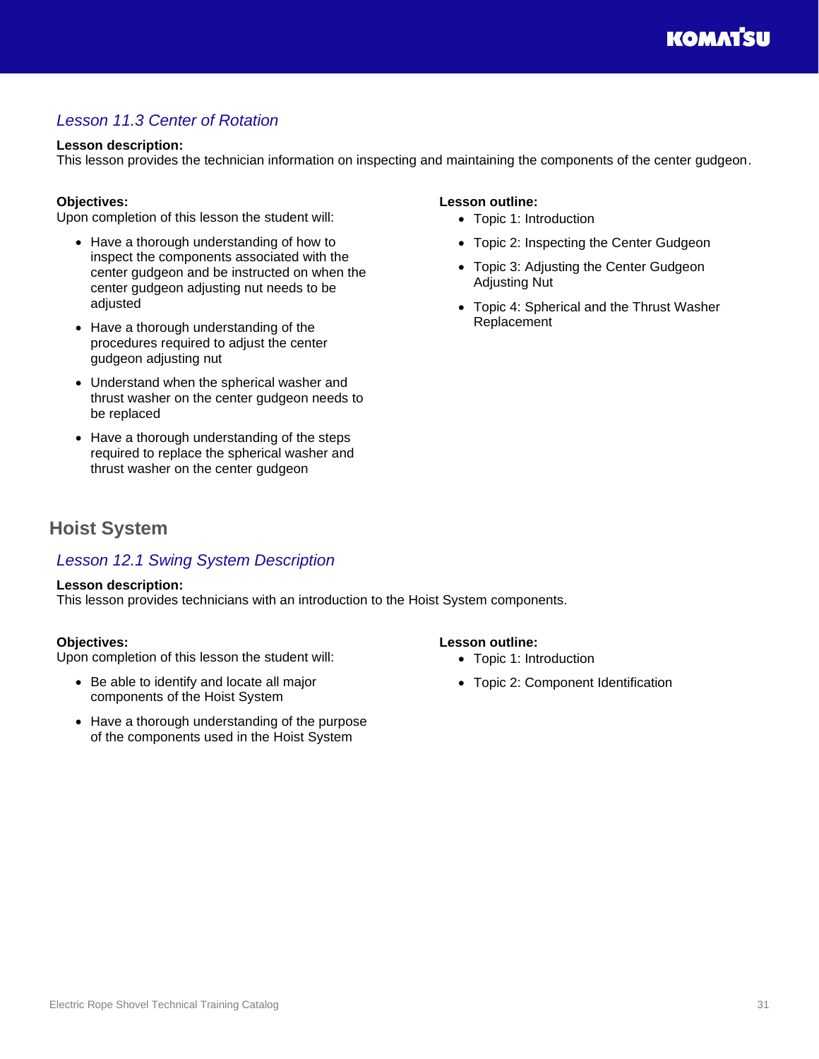### *Lesson 11.3 Center of Rotation*

**Lesson description:**
This lesson provides the technician information on inspecting and maintaining the components of the center gudgeon.

**Objectives:**
Upon completion of this lesson the student will:

- Have a thorough understanding of how to inspect the components associated with the center gudgeon and be instructed on when the center gudgeon adjusting nut needs to be adjusted
- Have a thorough understanding of the procedures required to adjust the center gudgeon adjusting nut
- Understand when the spherical washer and thrust washer on the center gudgeon needs to be replaced
- Have a thorough understanding of the steps required to replace the spherical washer and thrust washer on the center gudgeon

**Lesson outline:**

- Topic 1: Introduction
- Topic 2: Inspecting the Center Gudgeon
- Topic 3: Adjusting the Center Gudgeon Adjusting Nut
- Topic 4: Spherical and the Thrust Washer Replacement

## Hoist System

### *Lesson 12.1 Swing System Description*

**Lesson description:**
This lesson provides technicians with an introduction to the Hoist System components.

**Objectives:**
Upon completion of this lesson the student will:

- Be able to identify and locate all major components of the Hoist System
- Have a thorough understanding of the purpose of the components used in the Hoist System

**Lesson outline:**

- Topic 1: Introduction
- Topic 2: Component Identification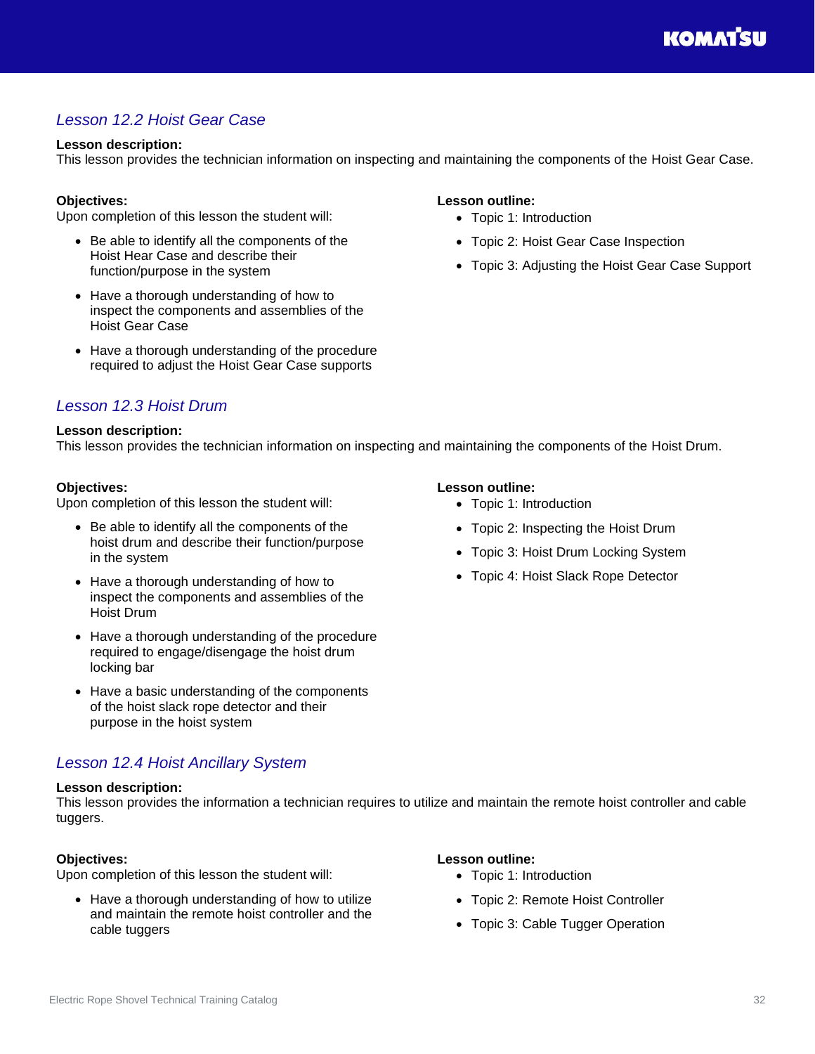## *Lesson 12.2 Hoist Gear Case*

**Lesson description:**
This lesson provides the technician information on inspecting and maintaining the components of the Hoist Gear Case.

**Objectives:**
Upon completion of this lesson the student will:

- Be able to identify all the components of the Hoist Hear Case and describe their function/purpose in the system
- Have a thorough understanding of how to inspect the components and assemblies of the Hoist Gear Case
- Have a thorough understanding of the procedure required to adjust the Hoist Gear Case supports

**Lesson outline:**

- Topic 1: Introduction
- Topic 2: Hoist Gear Case Inspection
- Topic 3: Adjusting the Hoist Gear Case Support

## *Lesson 12.3 Hoist Drum*

**Lesson description:**
This lesson provides the technician information on inspecting and maintaining the components of the Hoist Drum.

**Objectives:**
Upon completion of this lesson the student will:

- Be able to identify all the components of the hoist drum and describe their function/purpose in the system
- Have a thorough understanding of how to inspect the components and assemblies of the Hoist Drum
- Have a thorough understanding of the procedure required to engage/disengage the hoist drum locking bar
- Have a basic understanding of the components of the hoist slack rope detector and their purpose in the hoist system

**Lesson outline:**

- Topic 1: Introduction
- Topic 2: Inspecting the Hoist Drum
- Topic 3: Hoist Drum Locking System
- Topic 4: Hoist Slack Rope Detector

## *Lesson 12.4 Hoist Ancillary System*

**Lesson description:**
This lesson provides the information a technician requires to utilize and maintain the remote hoist controller and cable tuggers.

**Objectives:**
Upon completion of this lesson the student will:

- Have a thorough understanding of how to utilize and maintain the remote hoist controller and the cable tuggers

**Lesson outline:**

- Topic 1: Introduction
- Topic 2: Remote Hoist Controller
- Topic 3: Cable Tugger Operation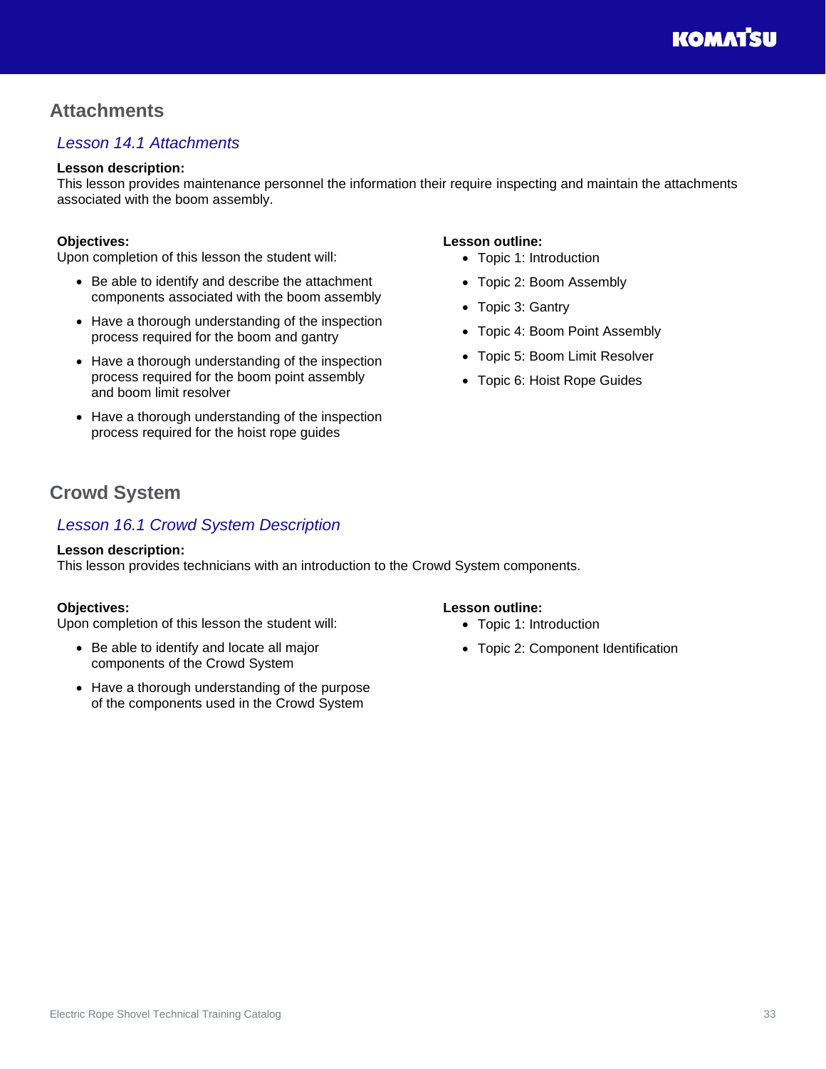## Attachments

### *Lesson 14.1 Attachments*

**Lesson description:**
This lesson provides maintenance personnel the information their require inspecting and maintain the attachments associated with the boom assembly.

**Objectives:**
Upon completion of this lesson the student will:

- Be able to identify and describe the attachment components associated with the boom assembly
- Have a thorough understanding of the inspection process required for the boom and gantry
- Have a thorough understanding of the inspection process required for the boom point assembly and boom limit resolver
- Have a thorough understanding of the inspection process required for the hoist rope guides

**Lesson outline:**

- Topic 1: Introduction
- Topic 2: Boom Assembly
- Topic 3: Gantry
- Topic 4: Boom Point Assembly
- Topic 5: Boom Limit Resolver
- Topic 6: Hoist Rope Guides

## Crowd System

### *Lesson 16.1 Crowd System Description*

**Lesson description:**
This lesson provides technicians with an introduction to the Crowd System components.

**Objectives:**
Upon completion of this lesson the student will:

- Be able to identify and locate all major components of the Crowd System
- Have a thorough understanding of the purpose of the components used in the Crowd System

**Lesson outline:**

- Topic 1: Introduction
- Topic 2: Component Identification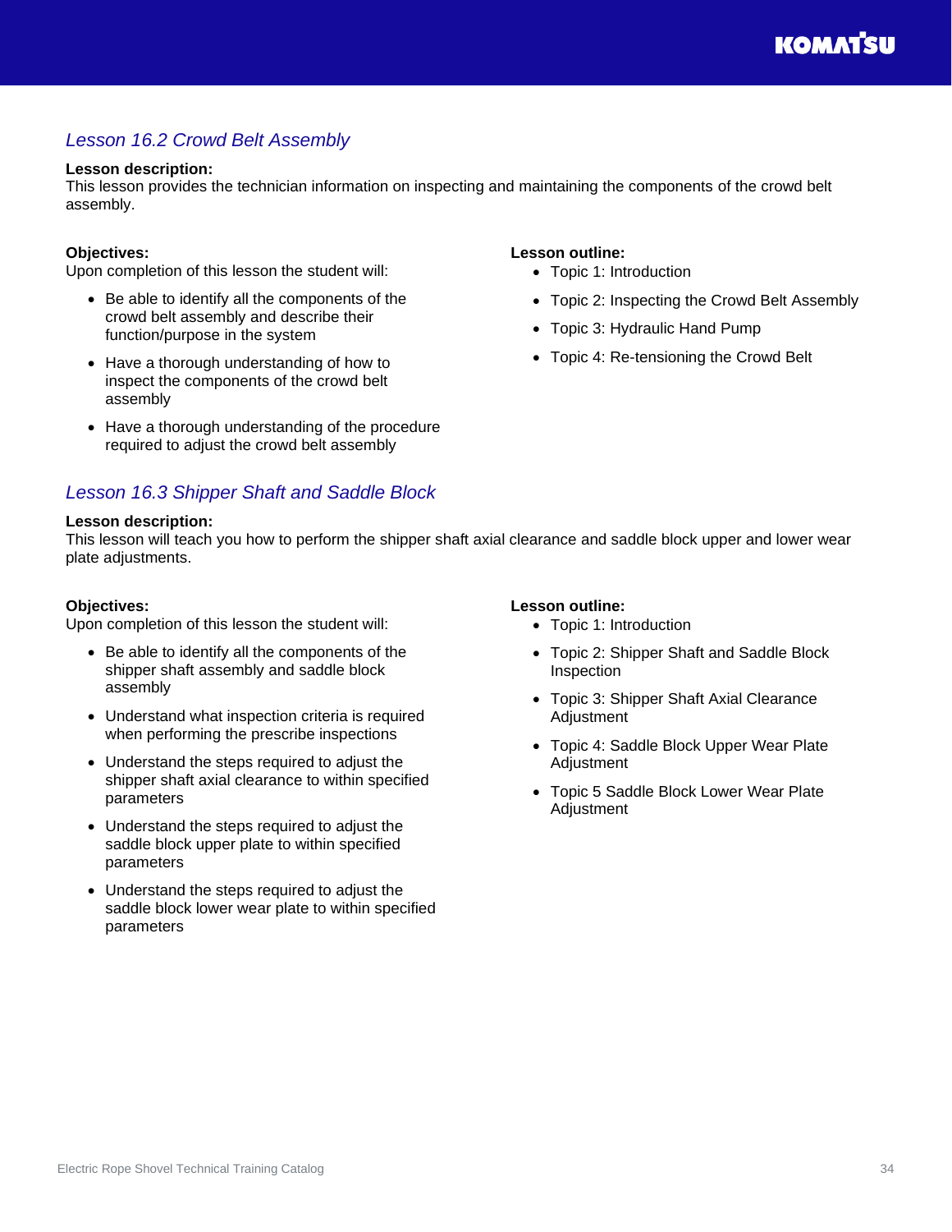## *Lesson 16.2 Crowd Belt Assembly*

**Lesson description:**
This lesson provides the technician information on inspecting and maintaining the components of the crowd belt assembly.

**Objectives:**
Upon completion of this lesson the student will:

- Be able to identify all the components of the crowd belt assembly and describe their function/purpose in the system
- Have a thorough understanding of how to inspect the components of the crowd belt assembly
- Have a thorough understanding of the procedure required to adjust the crowd belt assembly

**Lesson outline:**

- Topic 1: Introduction
- Topic 2: Inspecting the Crowd Belt Assembly
- Topic 3: Hydraulic Hand Pump
- Topic 4: Re-tensioning the Crowd Belt

## *Lesson 16.3 Shipper Shaft and Saddle Block*

**Lesson description:**
This lesson will teach you how to perform the shipper shaft axial clearance and saddle block upper and lower wear plate adjustments.

**Objectives:**
Upon completion of this lesson the student will:

- Be able to identify all the components of the shipper shaft assembly and saddle block assembly
- Understand what inspection criteria is required when performing the prescribe inspections
- Understand the steps required to adjust the shipper shaft axial clearance to within specified parameters
- Understand the steps required to adjust the saddle block upper plate to within specified parameters
- Understand the steps required to adjust the saddle block lower wear plate to within specified parameters

**Lesson outline:**

- Topic 1: Introduction
- Topic 2: Shipper Shaft and Saddle Block Inspection
- Topic 3: Shipper Shaft Axial Clearance Adjustment
- Topic 4: Saddle Block Upper Wear Plate Adjustment
- Topic 5 Saddle Block Lower Wear Plate Adjustment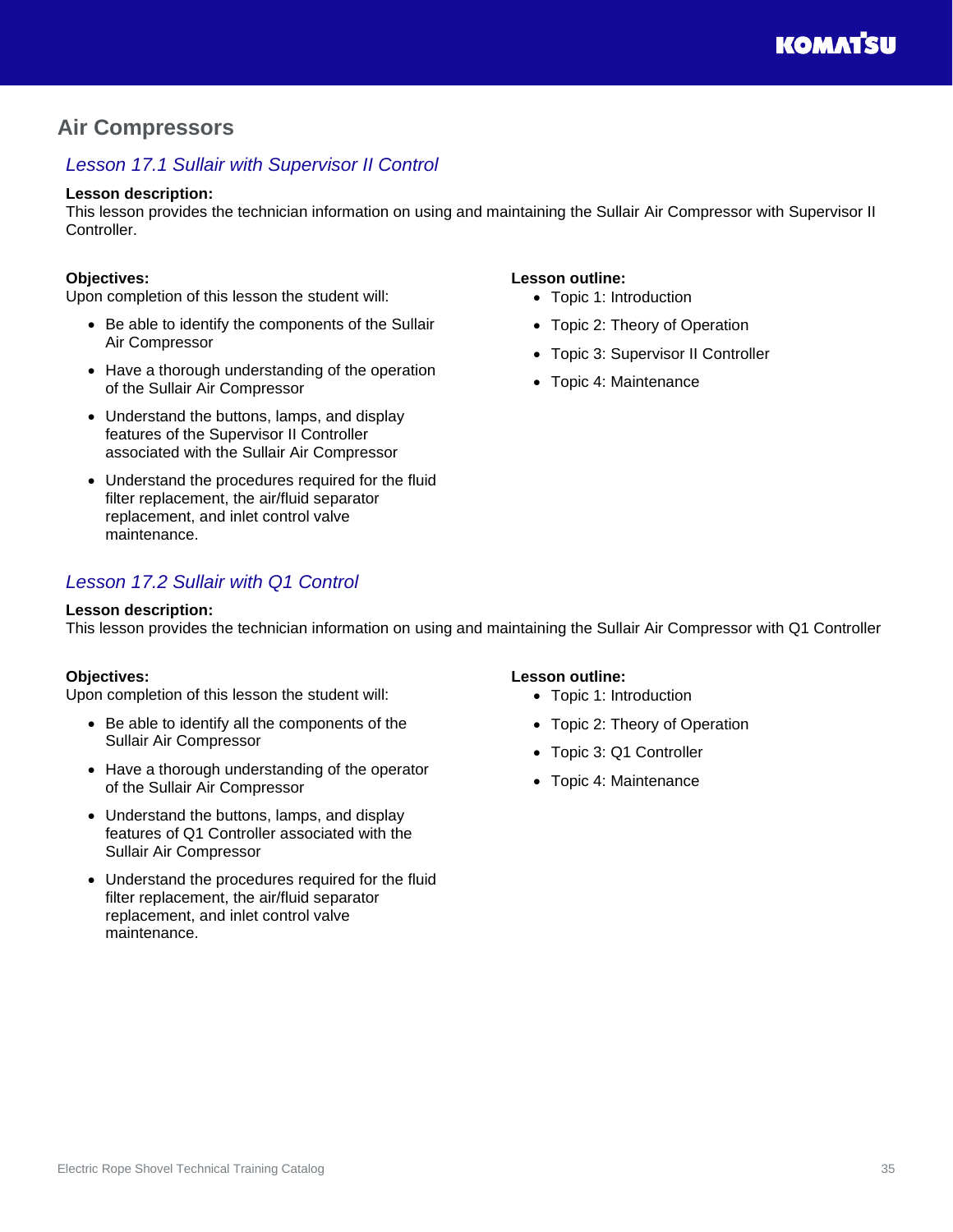## Air Compressors

### *Lesson 17.1 Sullair with Supervisor II Control*

**Lesson description:**
This lesson provides the technician information on using and maintaining the Sullair Air Compressor with Supervisor II Controller.

**Objectives:**
Upon completion of this lesson the student will:

- Be able to identify the components of the Sullair Air Compressor
- Have a thorough understanding of the operation of the Sullair Air Compressor
- Understand the buttons, lamps, and display features of the Supervisor II Controller associated with the Sullair Air Compressor
- Understand the procedures required for the fluid filter replacement, the air/fluid separator replacement, and inlet control valve maintenance.

**Lesson outline:**

- Topic 1: Introduction
- Topic 2: Theory of Operation
- Topic 3: Supervisor II Controller
- Topic 4: Maintenance

### *Lesson 17.2 Sullair with Q1 Control*

**Lesson description:**
This lesson provides the technician information on using and maintaining the Sullair Air Compressor with Q1 Controller

**Objectives:**
Upon completion of this lesson the student will:

- Be able to identify all the components of the Sullair Air Compressor
- Have a thorough understanding of the operator of the Sullair Air Compressor
- Understand the buttons, lamps, and display features of Q1 Controller associated with the Sullair Air Compressor
- Understand the procedures required for the fluid filter replacement, the air/fluid separator replacement, and inlet control valve maintenance.

**Lesson outline:**

- Topic 1: Introduction
- Topic 2: Theory of Operation
- Topic 3: Q1 Controller
- Topic 4: Maintenance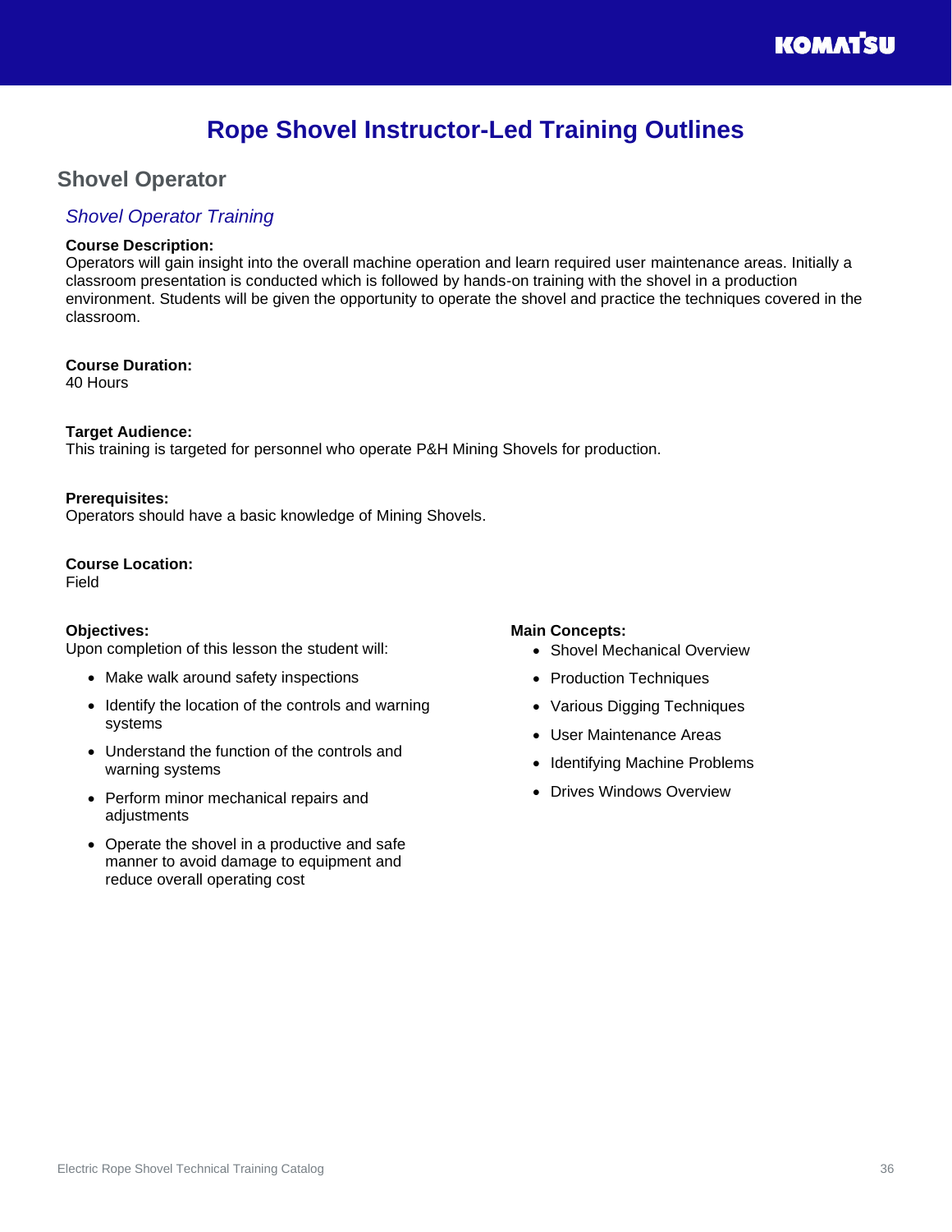# Rope Shovel Instructor-Led Training Outlines

## Shovel Operator

### *Shovel Operator Training*

**Course Description:**
Operators will gain insight into the overall machine operation and learn required user maintenance areas. Initially a classroom presentation is conducted which is followed by hands-on training with the shovel in a production environment. Students will be given the opportunity to operate the shovel and practice the techniques covered in the classroom.

**Course Duration:**
40 Hours

**Target Audience:**
This training is targeted for personnel who operate P&H Mining Shovels for production.

**Prerequisites:**
Operators should have a basic knowledge of Mining Shovels.

**Course Location:**
Field

**Objectives:**
Upon completion of this lesson the student will:

- Make walk around safety inspections
- Identify the location of the controls and warning systems
- Understand the function of the controls and warning systems
- Perform minor mechanical repairs and adjustments
- Operate the shovel in a productive and safe manner to avoid damage to equipment and reduce overall operating cost

**Main Concepts:**

- Shovel Mechanical Overview
- Production Techniques
- Various Digging Techniques
- User Maintenance Areas
- Identifying Machine Problems
- Drives Windows Overview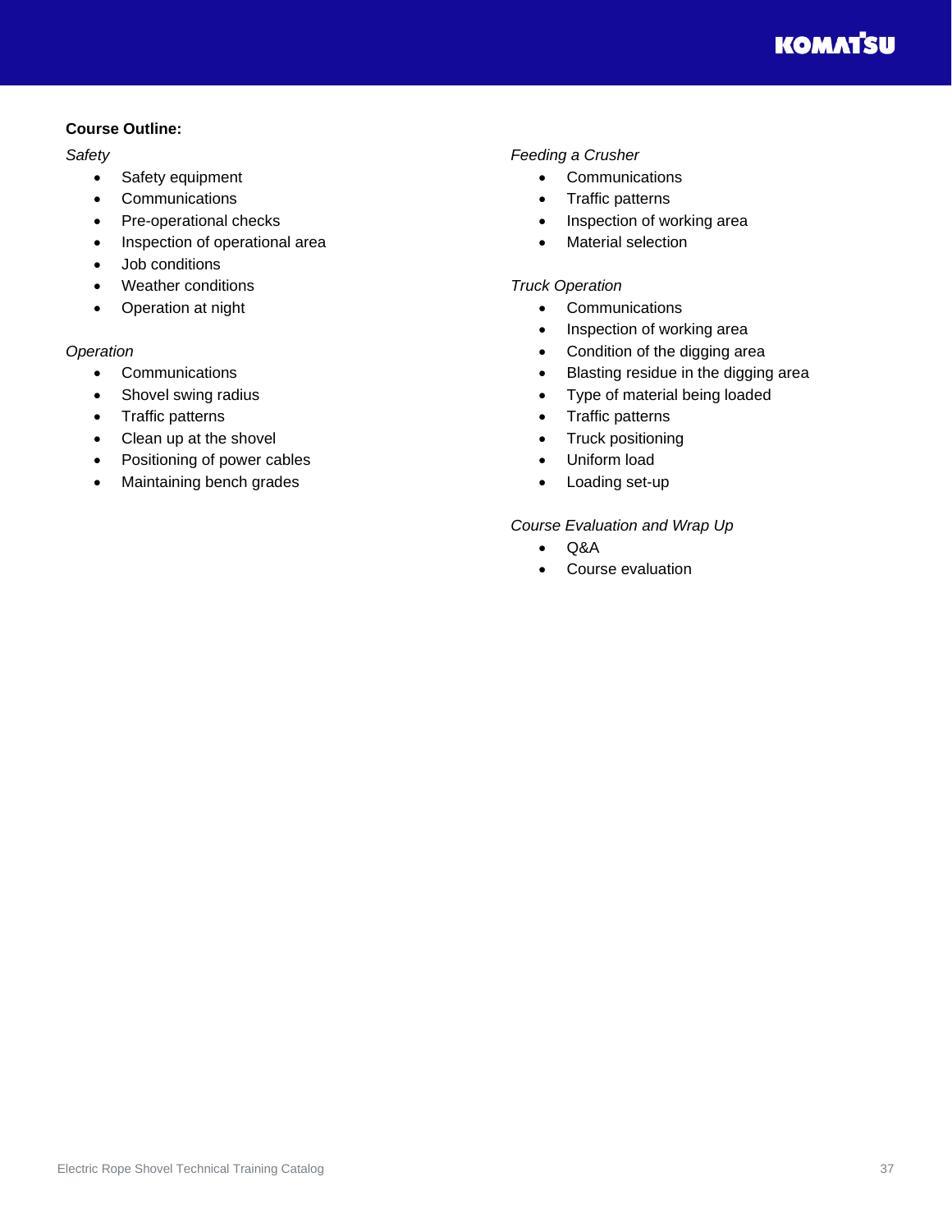**Course Outline:**

*Safety*

- Safety equipment
- Communications
- Pre-operational checks
- Inspection of operational area
- Job conditions
- Weather conditions
- Operation at night

*Operation*

- Communications
- Shovel swing radius
- Traffic patterns
- Clean up at the shovel
- Positioning of power cables
- Maintaining bench grades

*Feeding a Crusher*

- Communications
- Traffic patterns
- Inspection of working area
- Material selection

*Truck Operation*

- Communications
- Inspection of working area
- Condition of the digging area
- Blasting residue in the digging area
- Type of material being loaded
- Traffic patterns
- Truck positioning
- Uniform load
- Loading set-up

*Course Evaluation and Wrap Up*

- Q&A
- Course evaluation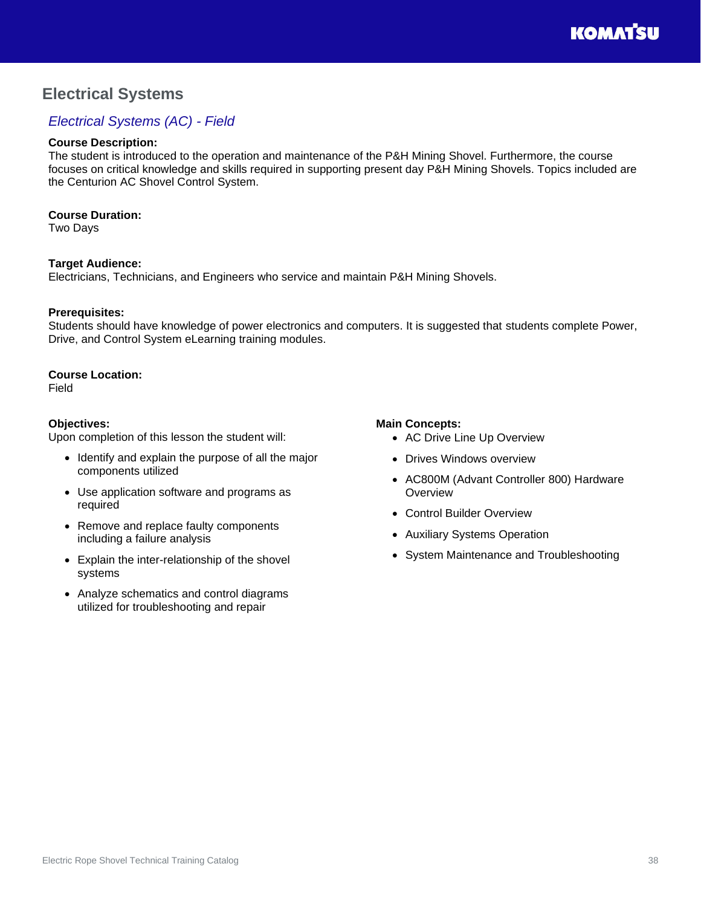# Electrical Systems

## *Electrical Systems (AC) - Field*

**Course Description:**
The student is introduced to the operation and maintenance of the P&H Mining Shovel. Furthermore, the course focuses on critical knowledge and skills required in supporting present day P&H Mining Shovels. Topics included are the Centurion AC Shovel Control System.

**Course Duration:**
Two Days

**Target Audience:**
Electricians, Technicians, and Engineers who service and maintain P&H Mining Shovels.

**Prerequisites:**
Students should have knowledge of power electronics and computers. It is suggested that students complete Power, Drive, and Control System eLearning training modules.

**Course Location:**
Field

**Objectives:**
Upon completion of this lesson the student will:

- Identify and explain the purpose of all the major components utilized
- Use application software and programs as required
- Remove and replace faulty components including a failure analysis
- Explain the inter-relationship of the shovel systems
- Analyze schematics and control diagrams utilized for troubleshooting and repair

**Main Concepts:**

- AC Drive Line Up Overview
- Drives Windows overview
- AC800M (Advant Controller 800) Hardware Overview
- Control Builder Overview
- Auxiliary Systems Operation
- System Maintenance and Troubleshooting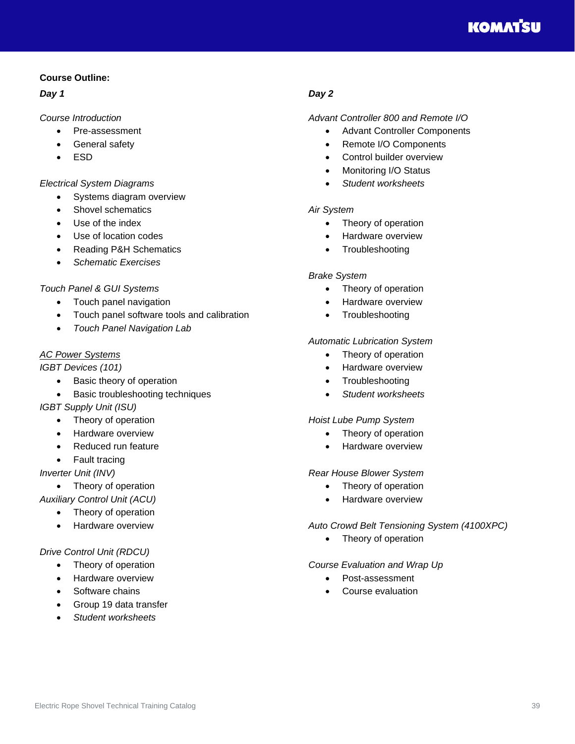**Course Outline:**

***Day 1***

*Course Introduction*

- Pre-assessment
- General safety
- ESD

*Electrical System Diagrams*

- Systems diagram overview
- Shovel schematics
- Use of the index
- Use of location codes
- Reading P&H Schematics
- *Schematic Exercises*

*Touch Panel & GUI Systems*

- Touch panel navigation
- Touch panel software tools and calibration
- *Touch Panel Navigation Lab*

<u>*AC Power Systems*</u>

*IGBT Devices (101)*

- Basic theory of operation
- Basic troubleshooting techniques

*IGBT Supply Unit (ISU)*

- Theory of operation
- Hardware overview
- Reduced run feature
- Fault tracing

*Inverter Unit (INV)*

- Theory of operation

*Auxiliary Control Unit (ACU)*

- Theory of operation
- Hardware overview

*Drive Control Unit (RDCU)*

- Theory of operation
- Hardware overview
- Software chains
- Group 19 data transfer
- *Student worksheets*

***Day 2***

*Advant Controller 800 and Remote I/O*

- Advant Controller Components
- Remote I/O Components
- Control builder overview
- Monitoring I/O Status
- *Student worksheets*

*Air System*

- Theory of operation
- Hardware overview
- Troubleshooting

*Brake System*

- Theory of operation
- Hardware overview
- Troubleshooting

*Automatic Lubrication System*

- Theory of operation
- Hardware overview
- Troubleshooting
- *Student worksheets*

*Hoist Lube Pump System*

- Theory of operation
- Hardware overview

*Rear House Blower System*

- Theory of operation
- Hardware overview

*Auto Crowd Belt Tensioning System (4100XPC)*

- Theory of operation

*Course Evaluation and Wrap Up*

- Post-assessment
- Course evaluation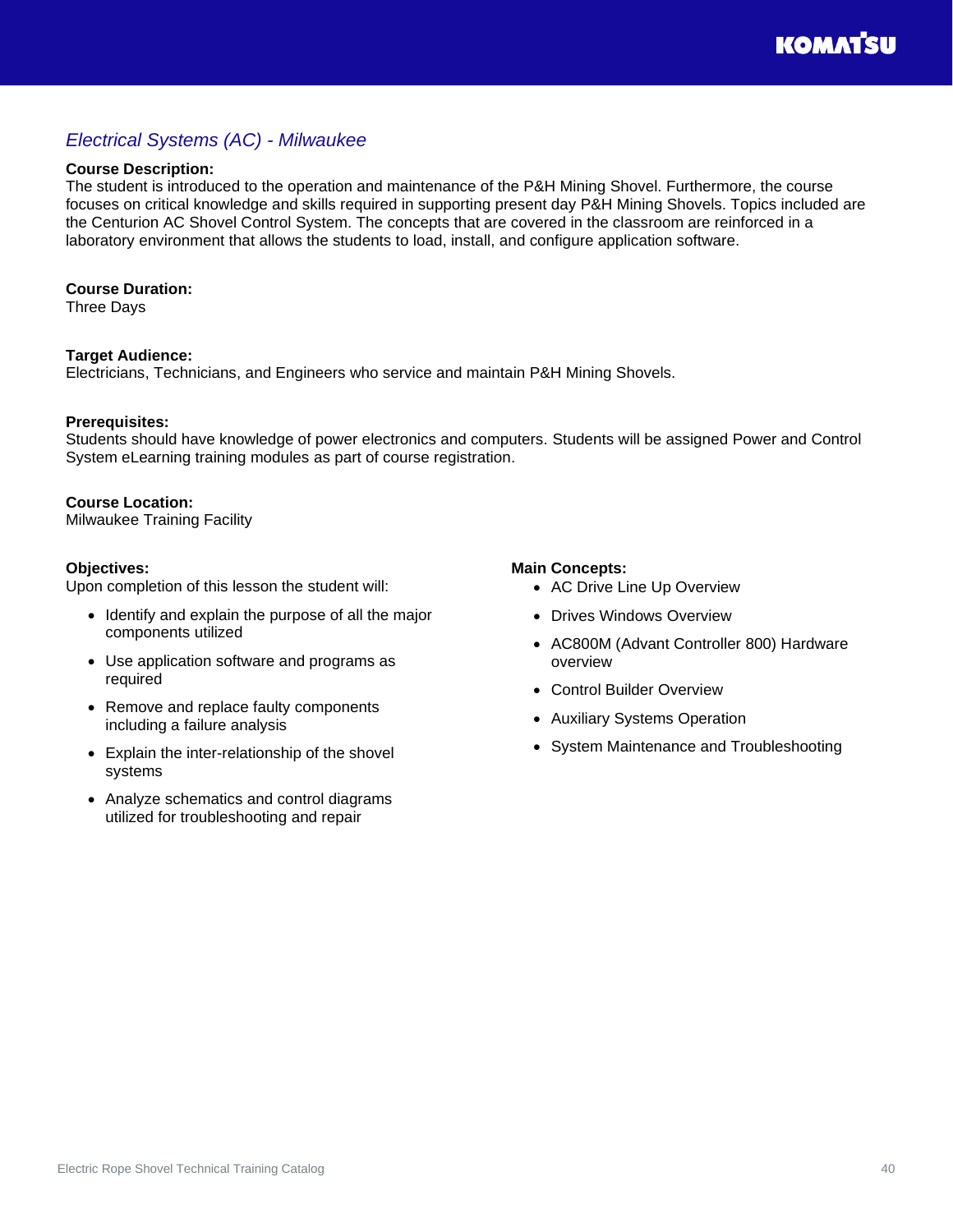## *Electrical Systems (AC) - Milwaukee*

**Course Description:**
The student is introduced to the operation and maintenance of the P&H Mining Shovel. Furthermore, the course focuses on critical knowledge and skills required in supporting present day P&H Mining Shovels. Topics included are the Centurion AC Shovel Control System. The concepts that are covered in the classroom are reinforced in a laboratory environment that allows the students to load, install, and configure application software.

**Course Duration:**
Three Days

**Target Audience:**
Electricians, Technicians, and Engineers who service and maintain P&H Mining Shovels.

**Prerequisites:**
Students should have knowledge of power electronics and computers. Students will be assigned Power and Control System eLearning training modules as part of course registration.

**Course Location:**
Milwaukee Training Facility

**Objectives:**
Upon completion of this lesson the student will:

- Identify and explain the purpose of all the major components utilized
- Use application software and programs as required
- Remove and replace faulty components including a failure analysis
- Explain the inter-relationship of the shovel systems
- Analyze schematics and control diagrams utilized for troubleshooting and repair

**Main Concepts:**

- AC Drive Line Up Overview
- Drives Windows Overview
- AC800M (Advant Controller 800) Hardware overview
- Control Builder Overview
- Auxiliary Systems Operation
- System Maintenance and Troubleshooting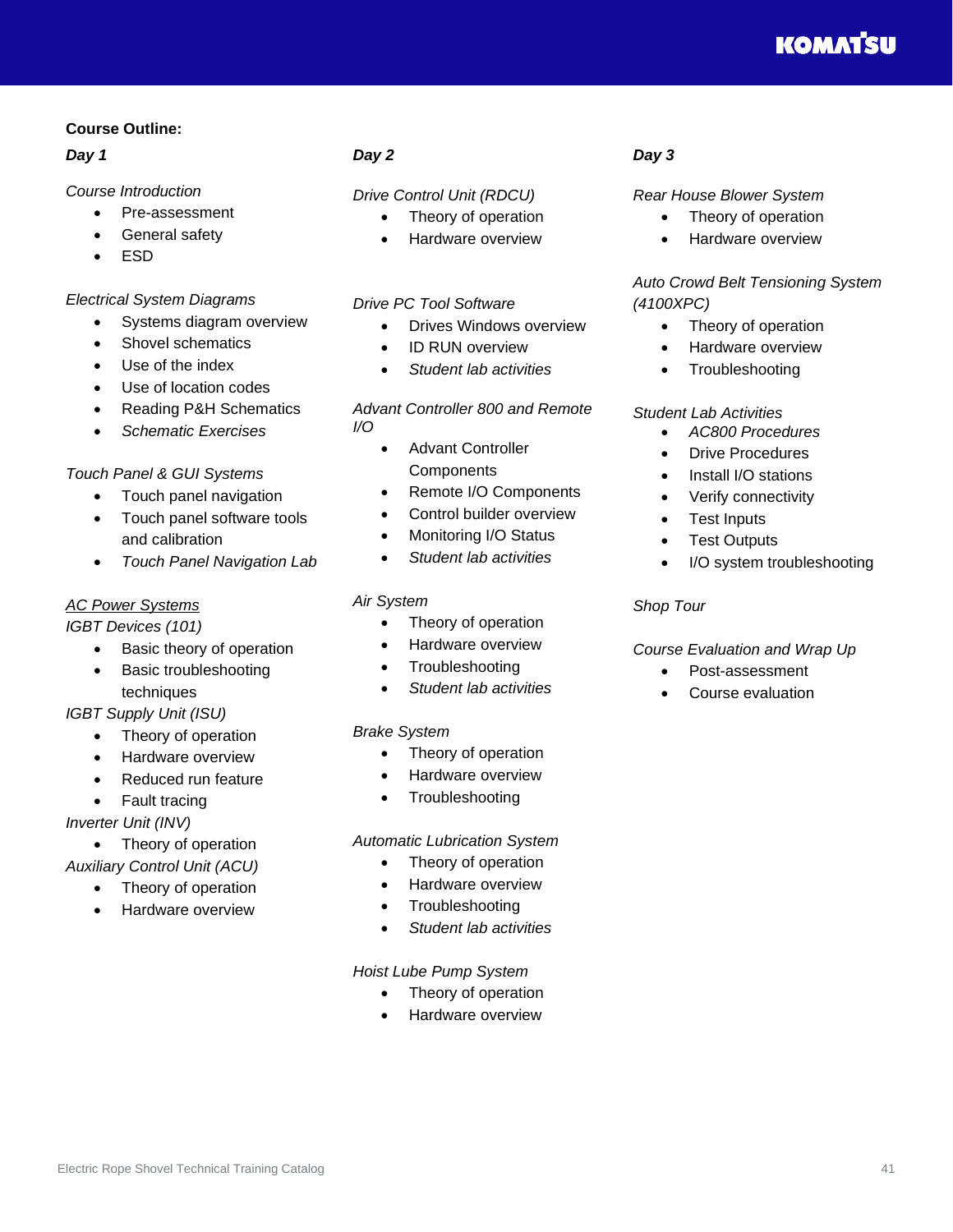**Course Outline:**

***Day 1***

*Course Introduction*

- Pre-assessment
- General safety
- ESD

*Electrical System Diagrams*

- Systems diagram overview
- Shovel schematics
- Use of the index
- Use of location codes
- Reading P&H Schematics
- *Schematic Exercises*

*Touch Panel & GUI Systems*

- Touch panel navigation
- Touch panel software tools and calibration
- *Touch Panel Navigation Lab*

*<u>AC Power Systems</u>*

*IGBT Devices (101)*

- Basic theory of operation
- Basic troubleshooting techniques

*IGBT Supply Unit (ISU)*

- Theory of operation
- Hardware overview
- Reduced run feature
- Fault tracing

*Inverter Unit (INV)*

- Theory of operation

*Auxiliary Control Unit (ACU)*

- Theory of operation
- Hardware overview

***Day 2***

*Drive Control Unit (RDCU)*

- Theory of operation
- Hardware overview

*Drive PC Tool Software*

- Drives Windows overview
- ID RUN overview
- *Student lab activities*

*Advant Controller 800 and Remote I/O*

- Advant Controller Components
- Remote I/O Components
- Control builder overview
- Monitoring I/O Status
- *Student lab activities*

*Air System*

- Theory of operation
- Hardware overview
- Troubleshooting
- *Student lab activities*

*Brake System*

- Theory of operation
- Hardware overview
- Troubleshooting

*Automatic Lubrication System*

- Theory of operation
- Hardware overview
- Troubleshooting
- *Student lab activities*

*Hoist Lube Pump System*

- Theory of operation
- Hardware overview

***Day 3***

*Rear House Blower System*

- Theory of operation
- Hardware overview

*Auto Crowd Belt Tensioning System (4100XPC)*

- Theory of operation
- Hardware overview
- Troubleshooting

*Student Lab Activities*

- *AC800 Procedures*
- Drive Procedures
- Install I/O stations
- Verify connectivity
- Test Inputs
- Test Outputs
- I/O system troubleshooting

*Shop Tour*

*Course Evaluation and Wrap Up*

- Post-assessment
- Course evaluation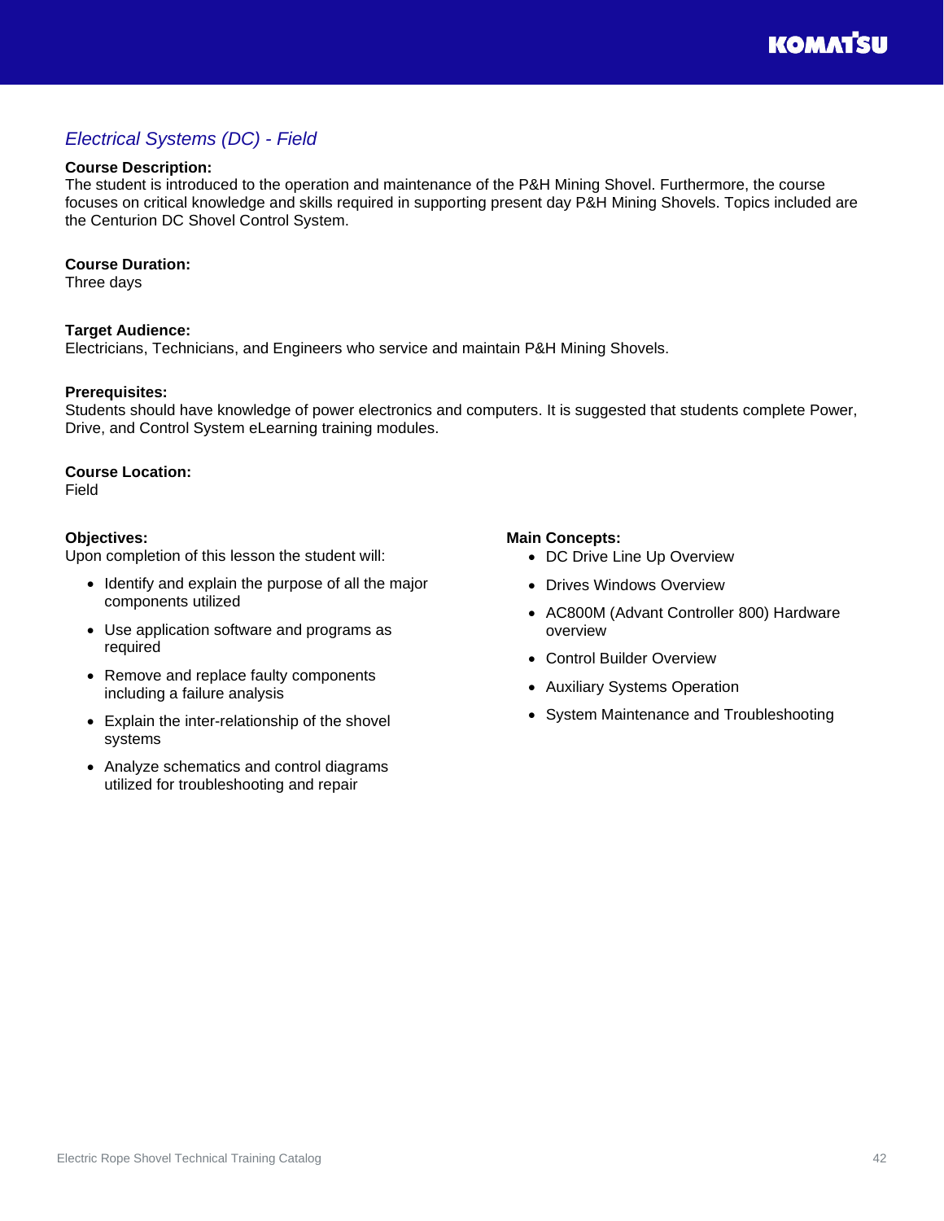## *Electrical Systems (DC) - Field*

**Course Description:**
The student is introduced to the operation and maintenance of the P&H Mining Shovel. Furthermore, the course focuses on critical knowledge and skills required in supporting present day P&H Mining Shovels. Topics included are the Centurion DC Shovel Control System.

**Course Duration:**
Three days

**Target Audience:**
Electricians, Technicians, and Engineers who service and maintain P&H Mining Shovels.

**Prerequisites:**
Students should have knowledge of power electronics and computers. It is suggested that students complete Power, Drive, and Control System eLearning training modules.

**Course Location:**
Field

**Objectives:**
Upon completion of this lesson the student will:

- Identify and explain the purpose of all the major components utilized
- Use application software and programs as required
- Remove and replace faulty components including a failure analysis
- Explain the inter-relationship of the shovel systems
- Analyze schematics and control diagrams utilized for troubleshooting and repair

**Main Concepts:**

- DC Drive Line Up Overview
- Drives Windows Overview
- AC800M (Advant Controller 800) Hardware overview
- Control Builder Overview
- Auxiliary Systems Operation
- System Maintenance and Troubleshooting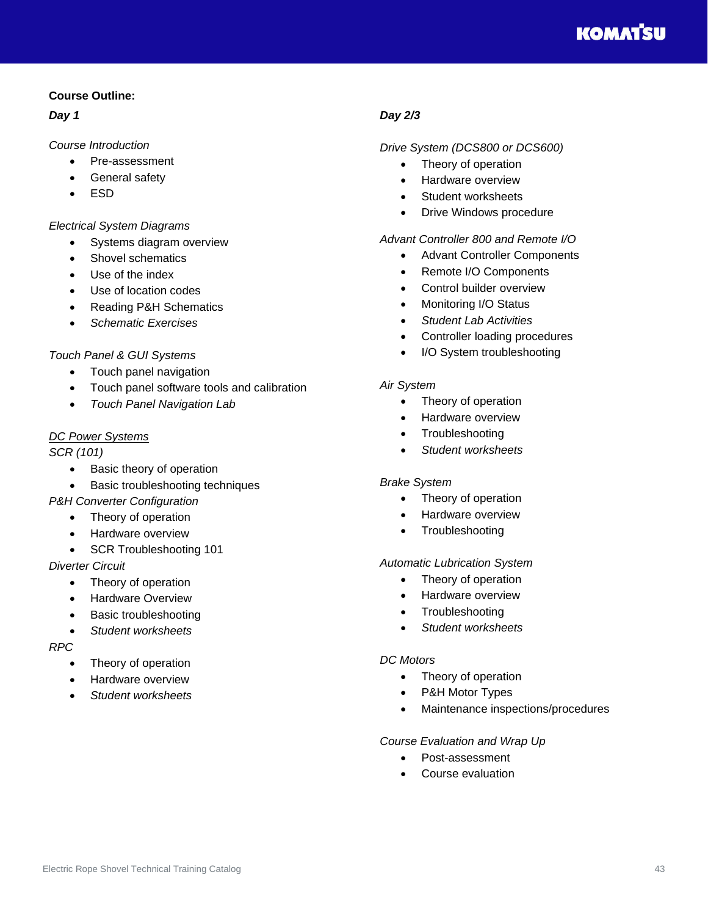**Course Outline:**

***Day 1***

*Course Introduction*

- Pre-assessment
- General safety
- ESD

*Electrical System Diagrams*

- Systems diagram overview
- Shovel schematics
- Use of the index
- Use of location codes
- Reading P&H Schematics
- *Schematic Exercises*

*Touch Panel & GUI Systems*

- Touch panel navigation
- Touch panel software tools and calibration
- *Touch Panel Navigation Lab*

<u>*DC Power Systems*</u>

*SCR (101)*

- Basic theory of operation
- Basic troubleshooting techniques

*P&H Converter Configuration*

- Theory of operation
- Hardware overview
- SCR Troubleshooting 101

*Diverter Circuit*

- Theory of operation
- Hardware Overview
- Basic troubleshooting
- *Student worksheets*

*RPC*

- Theory of operation
- Hardware overview
- *Student worksheets*

***Day 2/3***

*Drive System (DCS800 or DCS600)*

- Theory of operation
- Hardware overview
- Student worksheets
- Drive Windows procedure

*Advant Controller 800 and Remote I/O*

- Advant Controller Components
- Remote I/O Components
- Control builder overview
- Monitoring I/O Status
- *Student Lab Activities*
- Controller loading procedures
- I/O System troubleshooting

*Air System*

- Theory of operation
- Hardware overview
- Troubleshooting
- *Student worksheets*

*Brake System*

- Theory of operation
- Hardware overview
- Troubleshooting

*Automatic Lubrication System*

- Theory of operation
- Hardware overview
- Troubleshooting
- *Student worksheets*

*DC Motors*

- Theory of operation
- P&H Motor Types
- Maintenance inspections/procedures

*Course Evaluation and Wrap Up*

- Post-assessment
- Course evaluation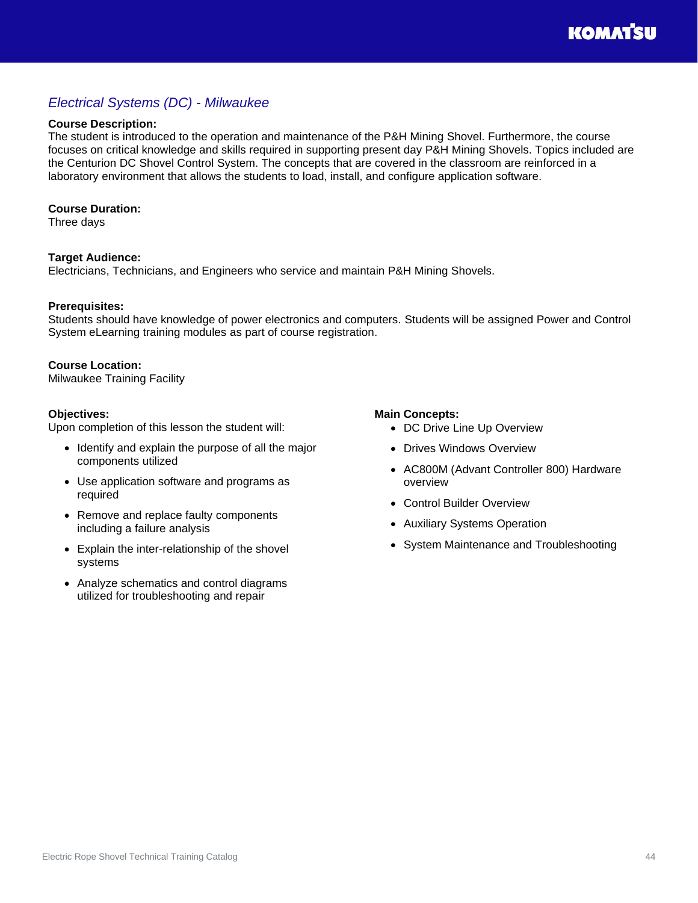## *Electrical Systems (DC) - Milwaukee*

**Course Description:**
The student is introduced to the operation and maintenance of the P&H Mining Shovel. Furthermore, the course focuses on critical knowledge and skills required in supporting present day P&H Mining Shovels. Topics included are the Centurion DC Shovel Control System. The concepts that are covered in the classroom are reinforced in a laboratory environment that allows the students to load, install, and configure application software.

**Course Duration:**
Three days

**Target Audience:**
Electricians, Technicians, and Engineers who service and maintain P&H Mining Shovels.

**Prerequisites:**
Students should have knowledge of power electronics and computers. Students will be assigned Power and Control System eLearning training modules as part of course registration.

**Course Location:**
Milwaukee Training Facility

**Objectives:**
Upon completion of this lesson the student will:

- Identify and explain the purpose of all the major components utilized
- Use application software and programs as required
- Remove and replace faulty components including a failure analysis
- Explain the inter-relationship of the shovel systems
- Analyze schematics and control diagrams utilized for troubleshooting and repair

**Main Concepts:**

- DC Drive Line Up Overview
- Drives Windows Overview
- AC800M (Advant Controller 800) Hardware overview
- Control Builder Overview
- Auxiliary Systems Operation
- System Maintenance and Troubleshooting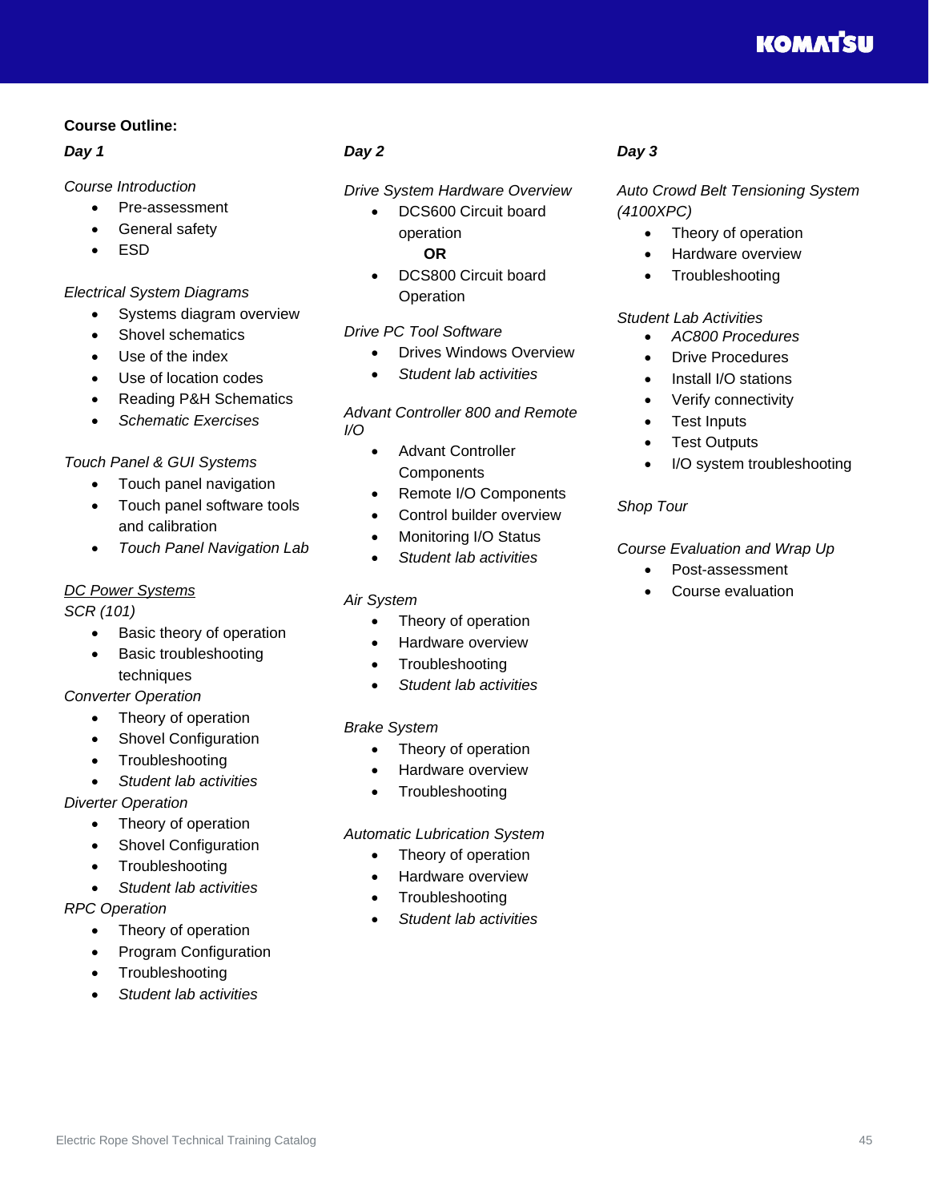**Course Outline:**

***Day 1***

*Course Introduction*

- Pre-assessment
- General safety
- ESD

*Electrical System Diagrams*

- Systems diagram overview
- Shovel schematics
- Use of the index
- Use of location codes
- Reading P&H Schematics
- *Schematic Exercises*

*Touch Panel & GUI Systems*

- Touch panel navigation
- Touch panel software tools and calibration
- *Touch Panel Navigation Lab*

*<u>DC Power Systems</u>*

*SCR (101)*

- Basic theory of operation
- Basic troubleshooting techniques

*Converter Operation*

- Theory of operation
- Shovel Configuration
- Troubleshooting
- *Student lab activities*

*Diverter Operation*

- Theory of operation
- Shovel Configuration
- Troubleshooting
- *Student lab activities*

*RPC Operation*

- Theory of operation
- Program Configuration
- Troubleshooting
- *Student lab activities*

***Day 2***

*Drive System Hardware Overview*

- DCS600 Circuit board operation
  **OR**
- DCS800 Circuit board Operation

*Drive PC Tool Software*

- Drives Windows Overview
- *Student lab activities*

*Advant Controller 800 and Remote I/O*

- Advant Controller Components
- Remote I/O Components
- Control builder overview
- Monitoring I/O Status
- *Student lab activities*

*Air System*

- Theory of operation
- Hardware overview
- Troubleshooting
- *Student lab activities*

*Brake System*

- Theory of operation
- Hardware overview
- Troubleshooting

*Automatic Lubrication System*

- Theory of operation
- Hardware overview
- Troubleshooting
- *Student lab activities*

***Day 3***

*Auto Crowd Belt Tensioning System (4100XPC)*

- Theory of operation
- Hardware overview
- Troubleshooting

*Student Lab Activities*

- *AC800 Procedures*
- Drive Procedures
- Install I/O stations
- Verify connectivity
- Test Inputs
- Test Outputs
- I/O system troubleshooting

*Shop Tour*

*Course Evaluation and Wrap Up*

- Post-assessment
- Course evaluation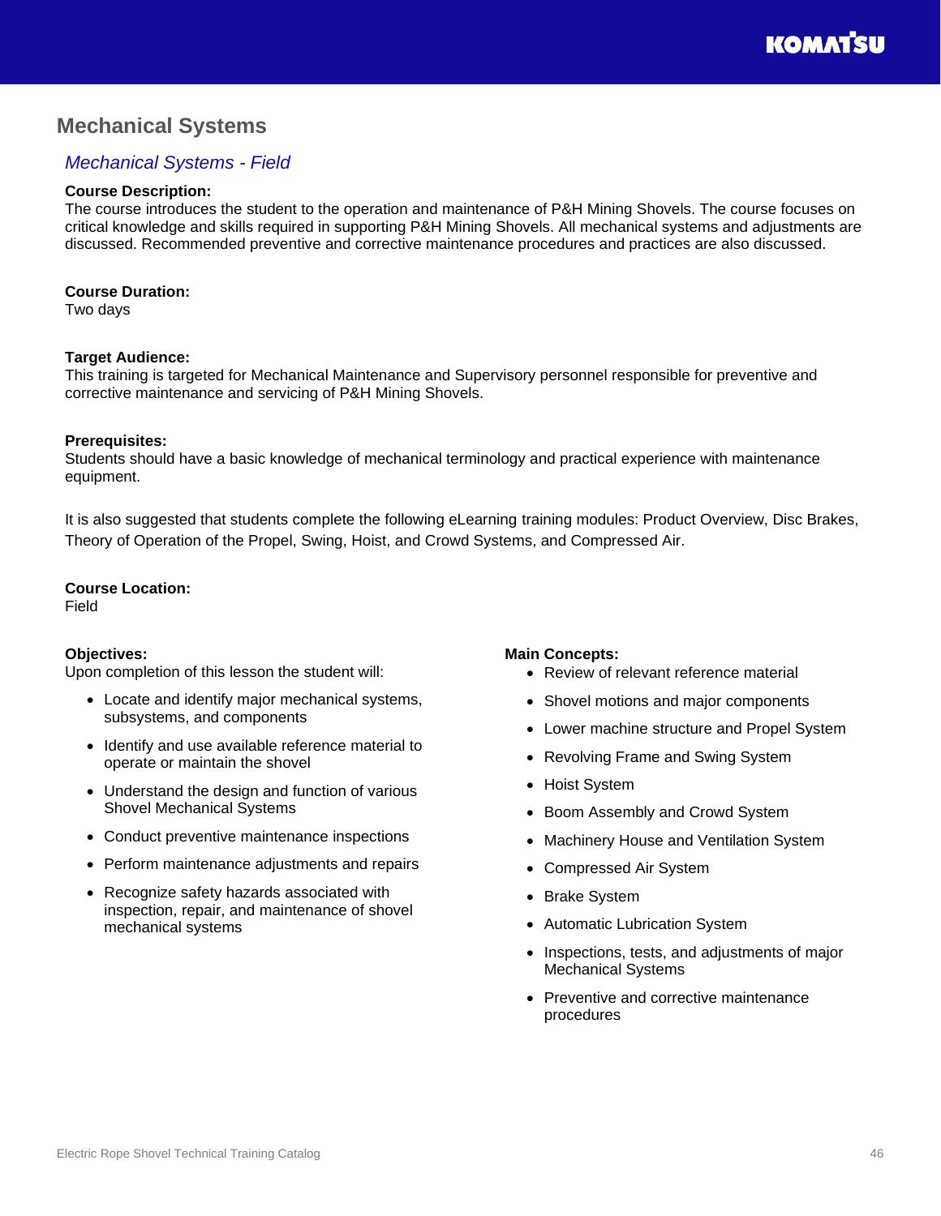## Mechanical Systems

### *Mechanical Systems - Field*

**Course Description:**
The course introduces the student to the operation and maintenance of P&H Mining Shovels. The course focuses on critical knowledge and skills required in supporting P&H Mining Shovels. All mechanical systems and adjustments are discussed. Recommended preventive and corrective maintenance procedures and practices are also discussed.

**Course Duration:**
Two days

**Target Audience:**
This training is targeted for Mechanical Maintenance and Supervisory personnel responsible for preventive and corrective maintenance and servicing of P&H Mining Shovels.

**Prerequisites:**
Students should have a basic knowledge of mechanical terminology and practical experience with maintenance equipment.

It is also suggested that students complete the following eLearning training modules: Product Overview, Disc Brakes, Theory of Operation of the Propel, Swing, Hoist, and Crowd Systems, and Compressed Air.

**Course Location:**
Field

**Objectives:**
Upon completion of this lesson the student will:

- Locate and identify major mechanical systems, subsystems, and components
- Identify and use available reference material to operate or maintain the shovel
- Understand the design and function of various Shovel Mechanical Systems
- Conduct preventive maintenance inspections
- Perform maintenance adjustments and repairs
- Recognize safety hazards associated with inspection, repair, and maintenance of shovel mechanical systems

**Main Concepts:**

- Review of relevant reference material
- Shovel motions and major components
- Lower machine structure and Propel System
- Revolving Frame and Swing System
- Hoist System
- Boom Assembly and Crowd System
- Machinery House and Ventilation System
- Compressed Air System
- Brake System
- Automatic Lubrication System
- Inspections, tests, and adjustments of major Mechanical Systems
- Preventive and corrective maintenance procedures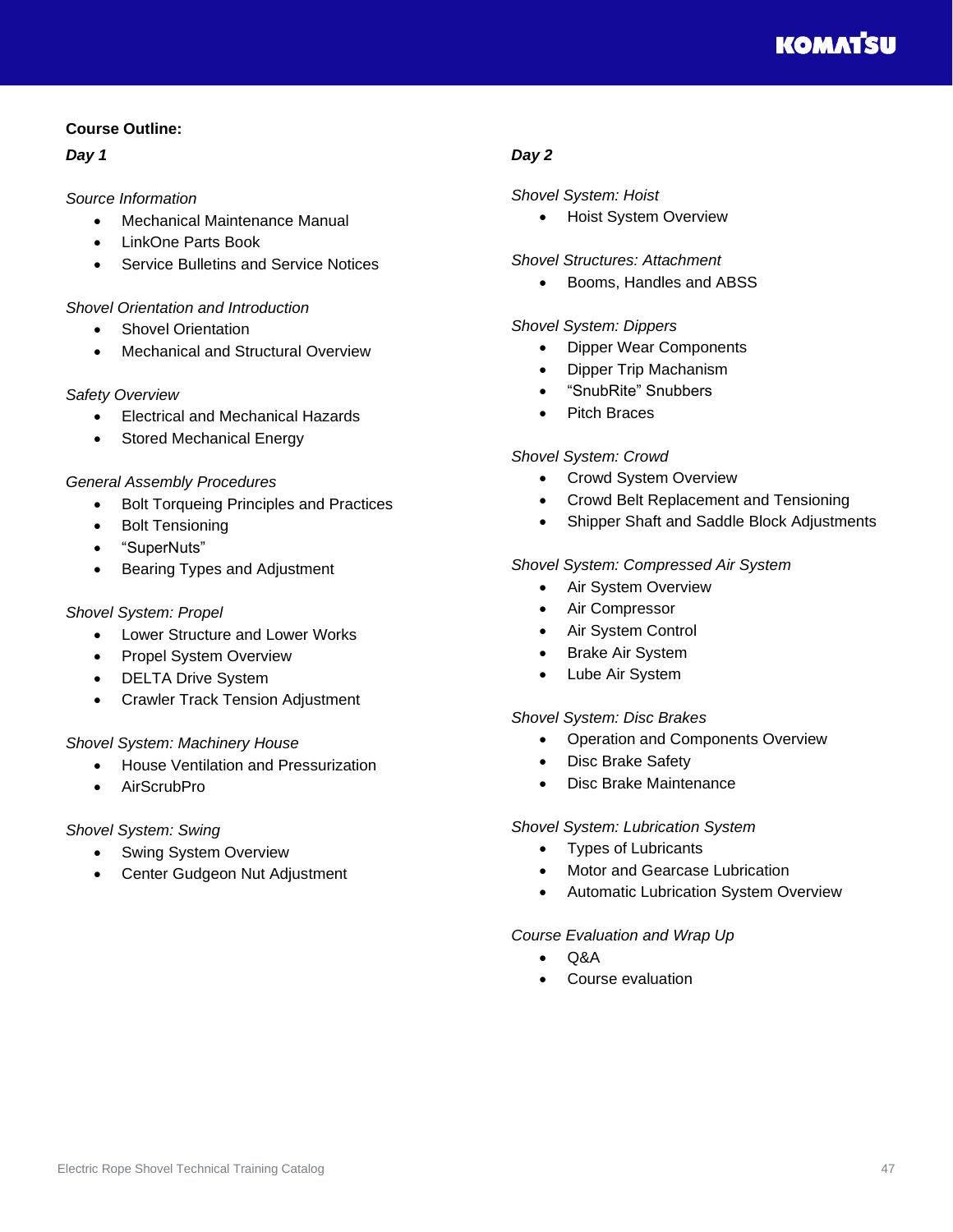**Course Outline:**

***Day 1***

*Source Information*

- Mechanical Maintenance Manual
- LinkOne Parts Book
- Service Bulletins and Service Notices

*Shovel Orientation and Introduction*

- Shovel Orientation
- Mechanical and Structural Overview

*Safety Overview*

- Electrical and Mechanical Hazards
- Stored Mechanical Energy

*General Assembly Procedures*

- Bolt Torqueing Principles and Practices
- Bolt Tensioning
- "SuperNuts"
- Bearing Types and Adjustment

*Shovel System: Propel*

- Lower Structure and Lower Works
- Propel System Overview
- DELTA Drive System
- Crawler Track Tension Adjustment

*Shovel System: Machinery House*

- House Ventilation and Pressurization
- AirScrubPro

*Shovel System: Swing*

- Swing System Overview
- Center Gudgeon Nut Adjustment

***Day 2***

*Shovel System: Hoist*

- Hoist System Overview

*Shovel Structures: Attachment*

- Booms, Handles and ABSS

*Shovel System: Dippers*

- Dipper Wear Components
- Dipper Trip Machanism
- "SnubRite" Snubbers
- Pitch Braces

*Shovel System: Crowd*

- Crowd System Overview
- Crowd Belt Replacement and Tensioning
- Shipper Shaft and Saddle Block Adjustments

*Shovel System: Compressed Air System*

- Air System Overview
- Air Compressor
- Air System Control
- Brake Air System
- Lube Air System

*Shovel System: Disc Brakes*

- Operation and Components Overview
- Disc Brake Safety
- Disc Brake Maintenance

*Shovel System: Lubrication System*

- Types of Lubricants
- Motor and Gearcase Lubrication
- Automatic Lubrication System Overview

*Course Evaluation and Wrap Up*

- Q&A
- Course evaluation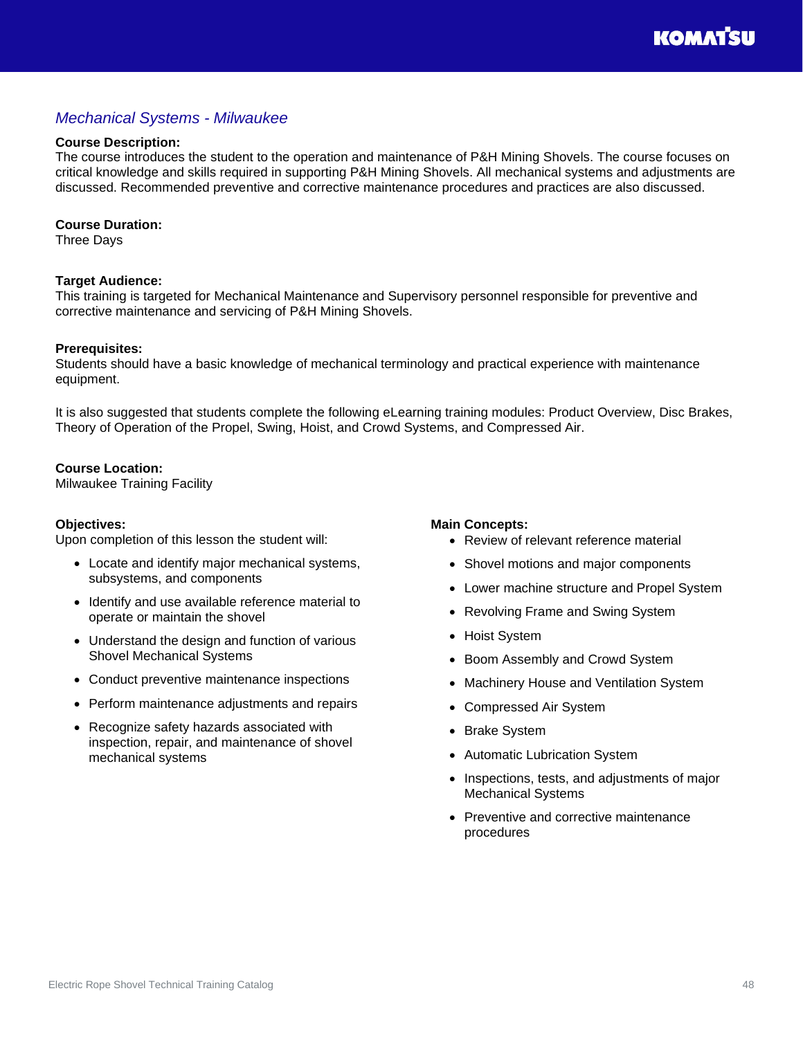## *Mechanical Systems - Milwaukee*

**Course Description:**
The course introduces the student to the operation and maintenance of P&H Mining Shovels. The course focuses on critical knowledge and skills required in supporting P&H Mining Shovels. All mechanical systems and adjustments are discussed. Recommended preventive and corrective maintenance procedures and practices are also discussed.

**Course Duration:**
Three Days

**Target Audience:**
This training is targeted for Mechanical Maintenance and Supervisory personnel responsible for preventive and corrective maintenance and servicing of P&H Mining Shovels.

**Prerequisites:**
Students should have a basic knowledge of mechanical terminology and practical experience with maintenance equipment.

It is also suggested that students complete the following eLearning training modules: Product Overview, Disc Brakes, Theory of Operation of the Propel, Swing, Hoist, and Crowd Systems, and Compressed Air.

**Course Location:**
Milwaukee Training Facility

**Objectives:**
Upon completion of this lesson the student will:

- Locate and identify major mechanical systems, subsystems, and components
- Identify and use available reference material to operate or maintain the shovel
- Understand the design and function of various Shovel Mechanical Systems
- Conduct preventive maintenance inspections
- Perform maintenance adjustments and repairs
- Recognize safety hazards associated with inspection, repair, and maintenance of shovel mechanical systems

**Main Concepts:**

- Review of relevant reference material
- Shovel motions and major components
- Lower machine structure and Propel System
- Revolving Frame and Swing System
- Hoist System
- Boom Assembly and Crowd System
- Machinery House and Ventilation System
- Compressed Air System
- Brake System
- Automatic Lubrication System
- Inspections, tests, and adjustments of major Mechanical Systems
- Preventive and corrective maintenance procedures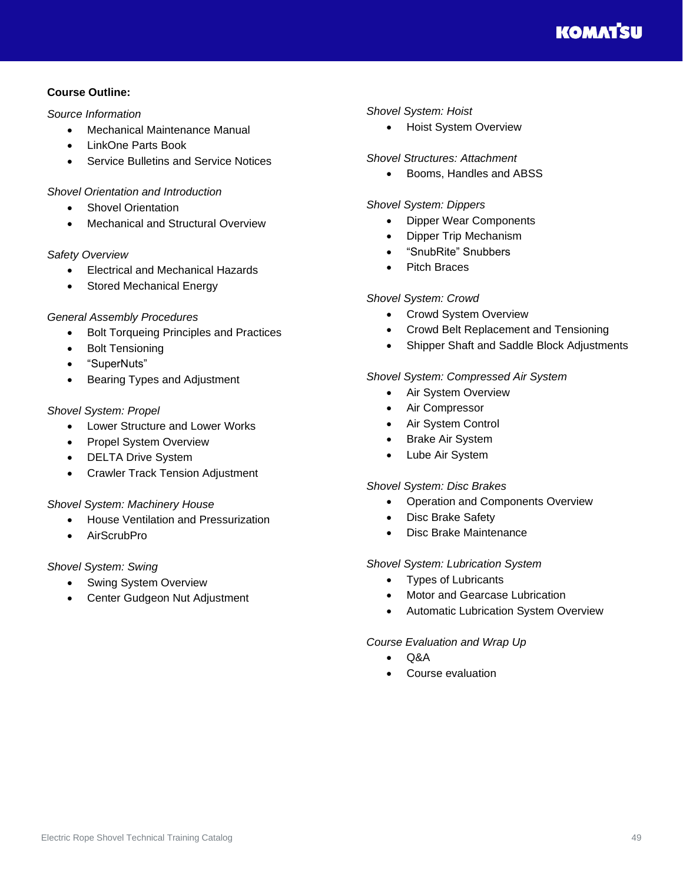**Course Outline:**

*Source Information*

- Mechanical Maintenance Manual
- LinkOne Parts Book
- Service Bulletins and Service Notices

*Shovel Orientation and Introduction*

- Shovel Orientation
- Mechanical and Structural Overview

*Safety Overview*

- Electrical and Mechanical Hazards
- Stored Mechanical Energy

*General Assembly Procedures*

- Bolt Torqueing Principles and Practices
- Bolt Tensioning
- "SuperNuts"
- Bearing Types and Adjustment

*Shovel System: Propel*

- Lower Structure and Lower Works
- Propel System Overview
- DELTA Drive System
- Crawler Track Tension Adjustment

*Shovel System: Machinery House*

- House Ventilation and Pressurization
- AirScrubPro

*Shovel System: Swing*

- Swing System Overview
- Center Gudgeon Nut Adjustment

*Shovel System: Hoist*

- Hoist System Overview

*Shovel Structures: Attachment*

- Booms, Handles and ABSS

*Shovel System: Dippers*

- Dipper Wear Components
- Dipper Trip Mechanism
- "SnubRite" Snubbers
- Pitch Braces

*Shovel System: Crowd*

- Crowd System Overview
- Crowd Belt Replacement and Tensioning
- Shipper Shaft and Saddle Block Adjustments

*Shovel System: Compressed Air System*

- Air System Overview
- Air Compressor
- Air System Control
- Brake Air System
- Lube Air System

*Shovel System: Disc Brakes*

- Operation and Components Overview
- Disc Brake Safety
- Disc Brake Maintenance

*Shovel System: Lubrication System*

- Types of Lubricants
- Motor and Gearcase Lubrication
- Automatic Lubrication System Overview

*Course Evaluation and Wrap Up*

- Q&A
- Course evaluation